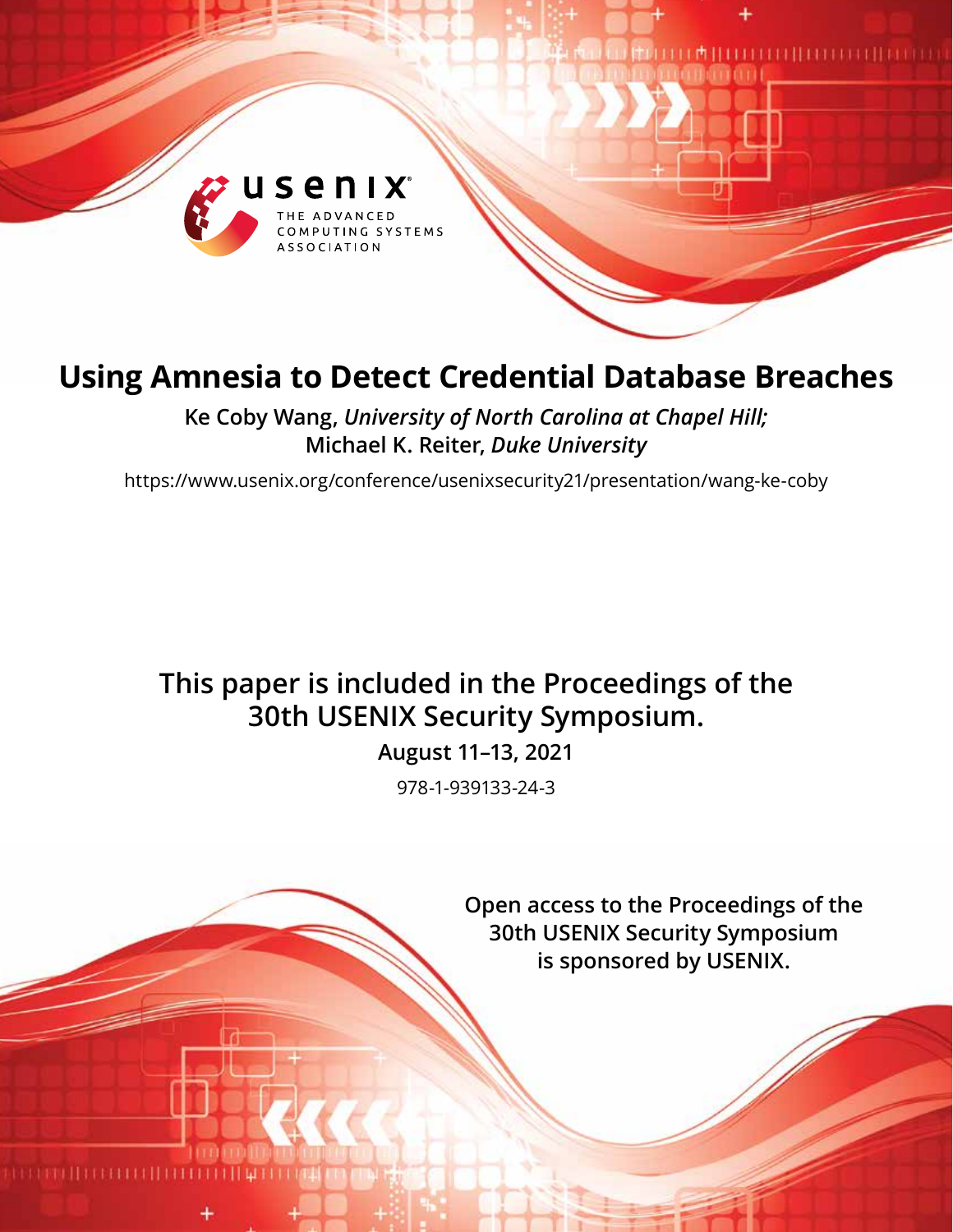# Using Amnesia to Detect Credential Database Breaches

**Ke Coby Wang,** ***University of North Carolina at Chapel Hill;*** **Michael K. Reiter,** ***Duke University***

https://www.usenix.org/conference/usenixsecurity21/presentation/wang-ke-coby

**This paper is included in the Proceedings of the 30th USENIX Security Symposium.**

**August 11–13, 2021**

978-1-939133-24-3

**Open access to the Proceedings of the 30th USENIX Security Symposium is sponsored by USENIX.**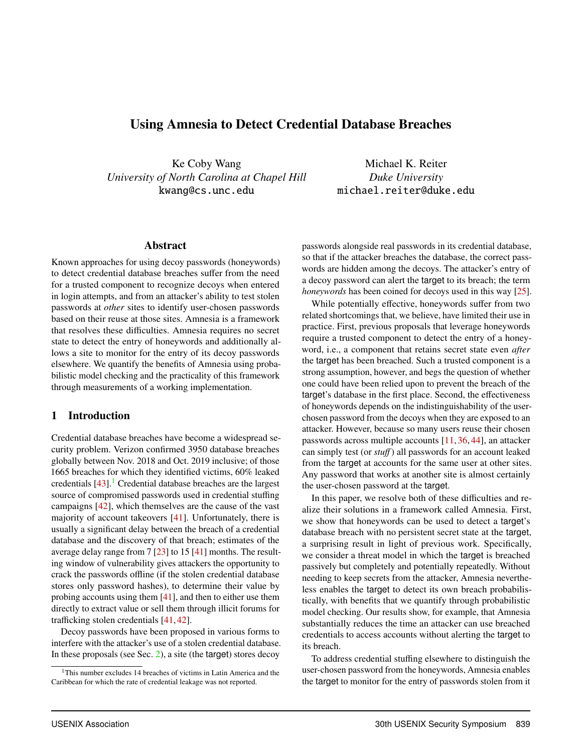# Using Amnesia to Detect Credential Database Breaches

Ke Coby Wang
*University of North Carolina at Chapel Hill*
kwang@cs.unc.edu

Michael K. Reiter
*Duke University*
michael.reiter@duke.edu

## Abstract

Known approaches for using decoy passwords (honeywords) to detect credential database breaches suffer from the need for a trusted component to recognize decoys when entered in login attempts, and from an attacker's ability to test stolen passwords at *other* sites to identify user-chosen passwords based on their reuse at those sites. Amnesia is a framework that resolves these difficulties. Amnesia requires no secret state to detect the entry of honeywords and additionally allows a site to monitor for the entry of its decoy passwords elsewhere. We quantify the benefits of Amnesia using probabilistic model checking and the practicality of this framework through measurements of a working implementation.

## 1 Introduction

Credential database breaches have become a widespread security problem. Verizon confirmed 3950 database breaches globally between Nov. 2018 and Oct. 2019 inclusive; of those 1665 breaches for which they identified victims, 60% leaked credentials [43].[1] Credential database breaches are the largest source of compromised passwords used in credential stuffing campaigns [42], which themselves are the cause of the vast majority of account takeovers [41]. Unfortunately, there is usually a significant delay between the breach of a credential database and the discovery of that breach; estimates of the average delay range from 7 [23] to 15 [41] months. The resulting window of vulnerability gives attackers the opportunity to crack the passwords offline (if the stolen credential database stores only password hashes), to determine their value by probing accounts using them [41], and then to either use them directly to extract value or sell them through illicit forums for trafficking stolen credentials [41, 42].

Decoy passwords have been proposed in various forms to interfere with the attacker's use of a stolen credential database. In these proposals (see Sec. 2), a site (the target) stores decoy passwords alongside real passwords in its credential database, so that if the attacker breaches the database, the correct passwords are hidden among the decoys. The attacker's entry of a decoy password can alert the target to its breach; the term *honeywords* has been coined for decoys used in this way [25].

While potentially effective, honeywords suffer from two related shortcomings that, we believe, have limited their use in practice. First, previous proposals that leverage honeywords require a trusted component to detect the entry of a honeyword, i.e., a component that retains secret state even *after* the target has been breached. Such a trusted component is a strong assumption, however, and begs the question of whether one could have been relied upon to prevent the breach of the target's database in the first place. Second, the effectiveness of honeywords depends on the indistinguishability of the user-chosen password from the decoys when they are exposed to an attacker. However, because so many users reuse their chosen passwords across multiple accounts [11, 36, 44], an attacker can simply test (or *stuff*) all passwords for an account leaked from the target at accounts for the same user at other sites. Any password that works at another site is almost certainly the user-chosen password at the target.

In this paper, we resolve both of these difficulties and realize their solutions in a framework called Amnesia. First, we show that honeywords can be used to detect a target's database breach with no persistent secret state at the target, a surprising result in light of previous work. Specifically, we consider a threat model in which the target is breached passively but completely and potentially repeatedly. Without needing to keep secrets from the attacker, Amnesia nevertheless enables the target to detect its own breach probabilistically, with benefits that we quantify through probabilistic model checking. Our results show, for example, that Amnesia substantially reduces the time an attacker can use breached credentials to access accounts without alerting the target to its breach.

To address credential stuffing elsewhere to distinguish the user-chosen password from the honeywords, Amnesia enables the target to monitor for the entry of passwords stolen from it

[1] This number excludes 14 breaches of victims in Latin America and the Caribbean for which the rate of credential leakage was not reported.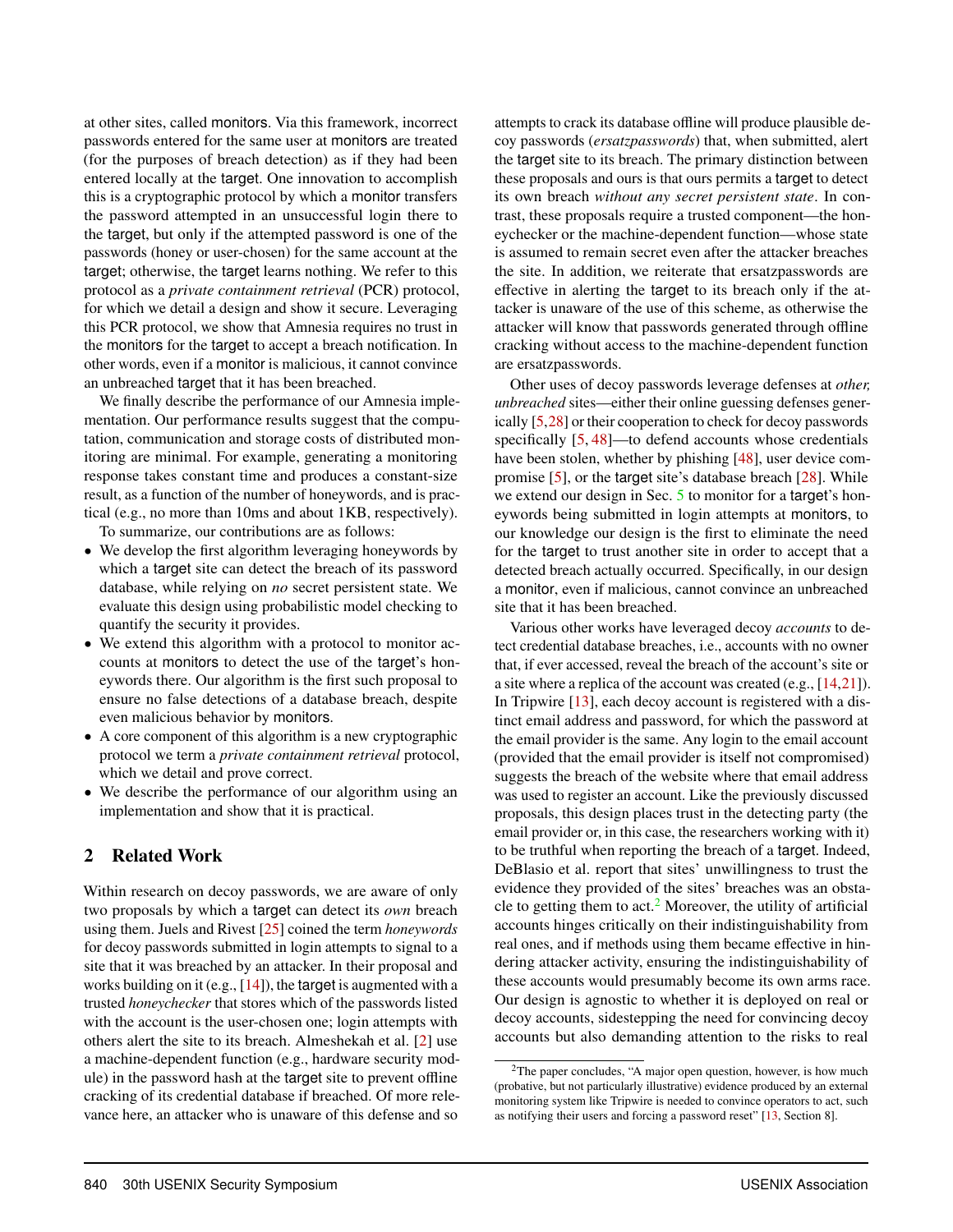at other sites, called monitors. Via this framework, incorrect passwords entered for the same user at monitors are treated (for the purposes of breach detection) as if they had been entered locally at the target. One innovation to accomplish this is a cryptographic protocol by which a monitor transfers the password attempted in an unsuccessful login there to the target, but only if the attempted password is one of the passwords (honey or user-chosen) for the same account at the target; otherwise, the target learns nothing. We refer to this protocol as a *private containment retrieval* (PCR) protocol, for which we detail a design and show it secure. Leveraging this PCR protocol, we show that Amnesia requires no trust in the monitors for the target to accept a breach notification. In other words, even if a monitor is malicious, it cannot convince an unbreached target that it has been breached.

We finally describe the performance of our Amnesia implementation. Our performance results suggest that the computation, communication and storage costs of distributed monitoring are minimal. For example, generating a monitoring response takes constant time and produces a constant-size result, as a function of the number of honeywords, and is practical (e.g., no more than 10ms and about 1KB, respectively).

To summarize, our contributions are as follows:

- We develop the first algorithm leveraging honeywords by which a target site can detect the breach of its password database, while relying on *no* secret persistent state. We evaluate this design using probabilistic model checking to quantify the security it provides.
- We extend this algorithm with a protocol to monitor accounts at monitors to detect the use of the target's honeywords there. Our algorithm is the first such proposal to ensure no false detections of a database breach, despite even malicious behavior by monitors.
- A core component of this algorithm is a new cryptographic protocol we term a *private containment retrieval* protocol, which we detail and prove correct.
- We describe the performance of our algorithm using an implementation and show that it is practical.

## 2 Related Work

Within research on decoy passwords, we are aware of only two proposals by which a target can detect its *own* breach using them. Juels and Rivest [25] coined the term *honeywords* for decoy passwords submitted in login attempts to signal to a site that it was breached by an attacker. In their proposal and works building on it (e.g., [14]), the target is augmented with a trusted *honeychecker* that stores which of the passwords listed with the account is the user-chosen one; login attempts with others alert the site to its breach. Almeshekah et al. [2] use a machine-dependent function (e.g., hardware security module) in the password hash at the target site to prevent offline cracking of its credential database if breached. Of more relevance here, an attacker who is unaware of this defense and so attempts to crack its database offline will produce plausible decoy passwords (*ersatzpasswords*) that, when submitted, alert the target site to its breach. The primary distinction between these proposals and ours is that ours permits a target to detect its own breach *without any secret persistent state*. In contrast, these proposals require a trusted component—the honeychecker or the machine-dependent function—whose state is assumed to remain secret even after the attacker breaches the site. In addition, we reiterate that ersatzpasswords are effective in alerting the target to its breach only if the attacker is unaware of the use of this scheme, as otherwise the attacker will know that passwords generated through offline cracking without access to the machine-dependent function are ersatzpasswords.

Other uses of decoy passwords leverage defenses at *other, unbreached* sites—either their online guessing defenses generically [5,28] or their cooperation to check for decoy passwords specifically [5, 48]—to defend accounts whose credentials have been stolen, whether by phishing [48], user device compromise [5], or the target site's database breach [28]. While we extend our design in Sec. 5 to monitor for a target's honeywords being submitted in login attempts at monitors, to our knowledge our design is the first to eliminate the need for the target to trust another site in order to accept that a detected breach actually occurred. Specifically, in our design a monitor, even if malicious, cannot convince an unbreached site that it has been breached.

Various other works have leveraged decoy *accounts* to detect credential database breaches, i.e., accounts with no owner that, if ever accessed, reveal the breach of the account's site or a site where a replica of the account was created (e.g., [14,21]). In Tripwire [13], each decoy account is registered with a distinct email address and password, for which the password at the email provider is the same. Any login to the email account (provided that the email provider is itself not compromised) suggests the breach of the website where that email address was used to register an account. Like the previously discussed proposals, this design places trust in the detecting party (the email provider or, in this case, the researchers working with it) to be truthful when reporting the breach of a target. Indeed, DeBlasio et al. report that sites' unwillingness to trust the evidence they provided of the sites' breaches was an obstacle to getting them to act.[2] Moreover, the utility of artificial accounts hinges critically on their indistinguishability from real ones, and if methods using them became effective in hindering attacker activity, ensuring the indistinguishability of these accounts would presumably become its own arms race. Our design is agnostic to whether it is deployed on real or decoy accounts, sidestepping the need for convincing decoy accounts but also demanding attention to the risks to real

[2] The paper concludes, "A major open question, however, is how much (probative, but not particularly illustrative) evidence produced by an external monitoring system like Tripwire is needed to convince operators to act, such as notifying their users and forcing a password reset" [13, Section 8].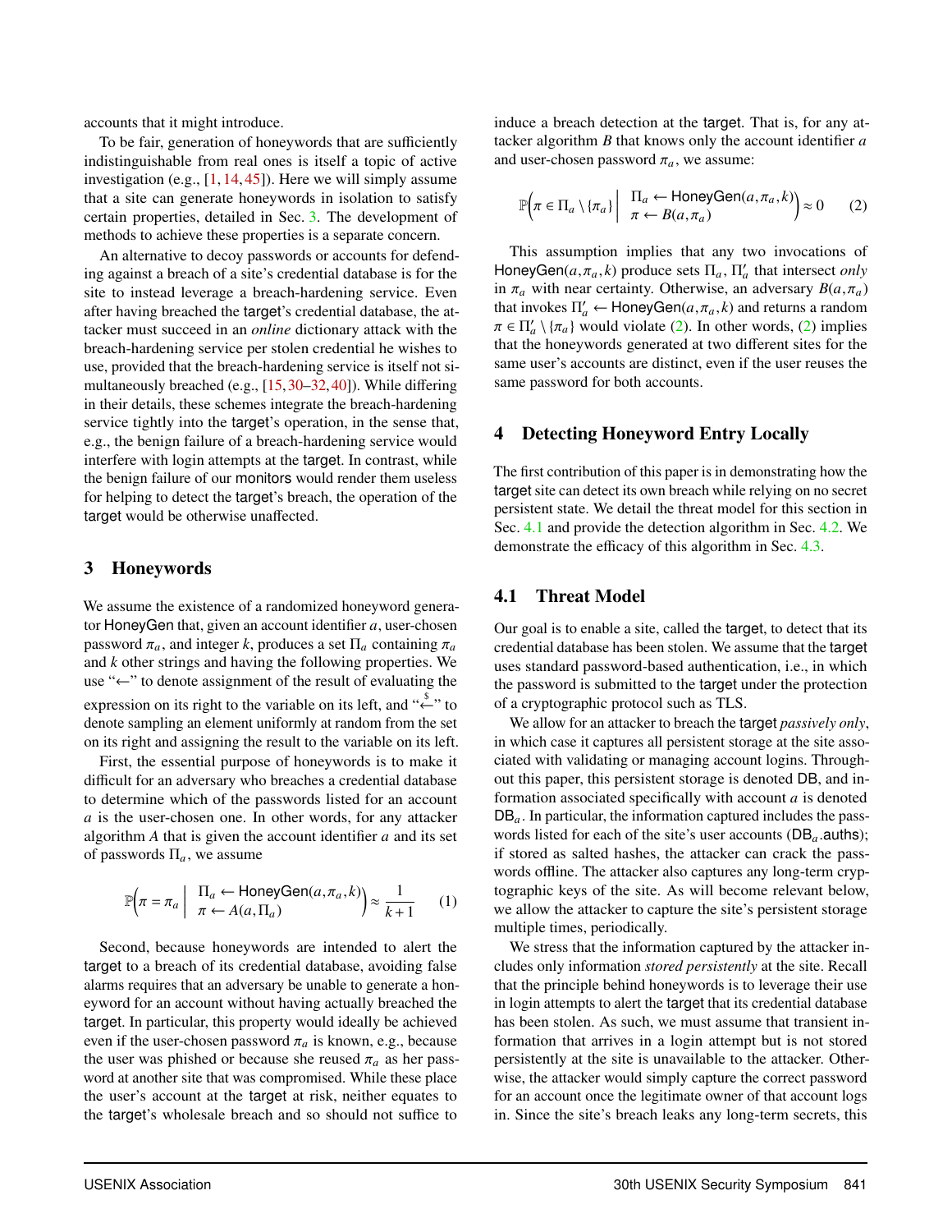accounts that it might introduce.

To be fair, generation of honeywords that are sufficiently indistinguishable from real ones is itself a topic of active investigation (e.g., [1, 14, 45]). Here we will simply assume that a site can generate honeywords in isolation to satisfy certain properties, detailed in Sec. 3. The development of methods to achieve these properties is a separate concern.

An alternative to decoy passwords or accounts for defending against a breach of a site's credential database is for the site to instead leverage a breach-hardening service. Even after having breached the target's credential database, the attacker must succeed in an *online* dictionary attack with the breach-hardening service per stolen credential he wishes to use, provided that the breach-hardening service is itself not simultaneously breached (e.g., [15, 30–32, 40]). While differing in their details, these schemes integrate the breach-hardening service tightly into the target's operation, in the sense that, e.g., the benign failure of a breach-hardening service would interfere with login attempts at the target. In contrast, while the benign failure of our monitors would render them useless for helping to detect the target's breach, the operation of the target would be otherwise unaffected.

## 3 Honeywords

We assume the existence of a randomized honeyword generator HoneyGen that, given an account identifier $a$, user-chosen password $\pi_a$, and integer $k$, produces a set $\Pi_a$ containing $\pi_a$ and $k$ other strings and having the following properties. We use "$\leftarrow$" to denote assignment of the result of evaluating the expression on its right to the variable on its left, and "$\stackrel{\$}{\leftarrow}$" to denote sampling an element uniformly at random from the set on its right and assigning the result to the variable on its left.

First, the essential purpose of honeywords is to make it difficult for an adversary who breaches a credential database to determine which of the passwords listed for an account $a$ is the user-chosen one. In other words, for any attacker algorithm $A$ that is given the account identifier $a$ and its set of passwords $\Pi_a$, we assume

$$\mathbb{P}\left(\pi = \pi_a \;\middle|\; \begin{array}{l} \Pi_a \leftarrow \mathsf{HoneyGen}(a, \pi_a, k) \\ \pi \leftarrow A(a, \Pi_a) \end{array}\right) \approx \frac{1}{k+1} \tag{1}$$

Second, because honeywords are intended to alert the target to a breach of its credential database, avoiding false alarms requires that an adversary be unable to generate a honeyword for an account without having actually breached the target. In particular, this property would ideally be achieved even if the user-chosen password $\pi_a$ is known, e.g., because the user was phished or because she reused $\pi_a$ as her password at another site that was compromised. While these place the user's account at the target at risk, neither equates to the target's wholesale breach and so should not suffice to induce a breach detection at the target. That is, for any attacker algorithm $B$ that knows only the account identifier $a$ and user-chosen password $\pi_a$, we assume:

$$\mathbb{P}\left(\pi \in \Pi_a \setminus \{\pi_a\} \;\middle|\; \begin{array}{l} \Pi_a \leftarrow \mathsf{HoneyGen}(a, \pi_a, k) \\ \pi \leftarrow B(a, \pi_a) \end{array}\right) \approx 0 \tag{2}$$

This assumption implies that any two invocations of HoneyGen$(a, \pi_a, k)$ produce sets $\Pi_a$, $\Pi'_a$ that intersect *only* in $\pi_a$ with near certainty. Otherwise, an adversary $B(a, \pi_a)$ that invokes $\Pi'_a \leftarrow \mathsf{HoneyGen}(a, \pi_a, k)$ and returns a random $\pi \in \Pi'_a \setminus \{\pi_a\}$ would violate (2). In other words, (2) implies that the honeywords generated at two different sites for the same user's accounts are distinct, even if the user reuses the same password for both accounts.

## 4 Detecting Honeyword Entry Locally

The first contribution of this paper is in demonstrating how the target site can detect its own breach while relying on no secret persistent state. We detail the threat model for this section in Sec. 4.1 and provide the detection algorithm in Sec. 4.2. We demonstrate the efficacy of this algorithm in Sec. 4.3.

### 4.1 Threat Model

Our goal is to enable a site, called the target, to detect that its credential database has been stolen. We assume that the target uses standard password-based authentication, i.e., in which the password is submitted to the target under the protection of a cryptographic protocol such as TLS.

We allow for an attacker to breach the target *passively only*, in which case it captures all persistent storage at the site associated with validating or managing account logins. Throughout this paper, this persistent storage is denoted DB, and information associated specifically with account $a$ is denoted $\mathsf{DB}_a$. In particular, the information captured includes the passwords listed for each of the site's user accounts ($\mathsf{DB}_a$.auths); if stored as salted hashes, the attacker can crack the passwords offline. The attacker also captures any long-term cryptographic keys of the site. As will become relevant below, we allow the attacker to capture the site's persistent storage multiple times, periodically.

We stress that the information captured by the attacker includes only information *stored persistently* at the site. Recall that the principle behind honeywords is to leverage their use in login attempts to alert the target that its credential database has been stolen. As such, we must assume that transient information that arrives in a login attempt but is not stored persistently at the site is unavailable to the attacker. Otherwise, the attacker would simply capture the correct password for an account once the legitimate owner of that account logs in. Since the site's breach leaks any long-term secrets, this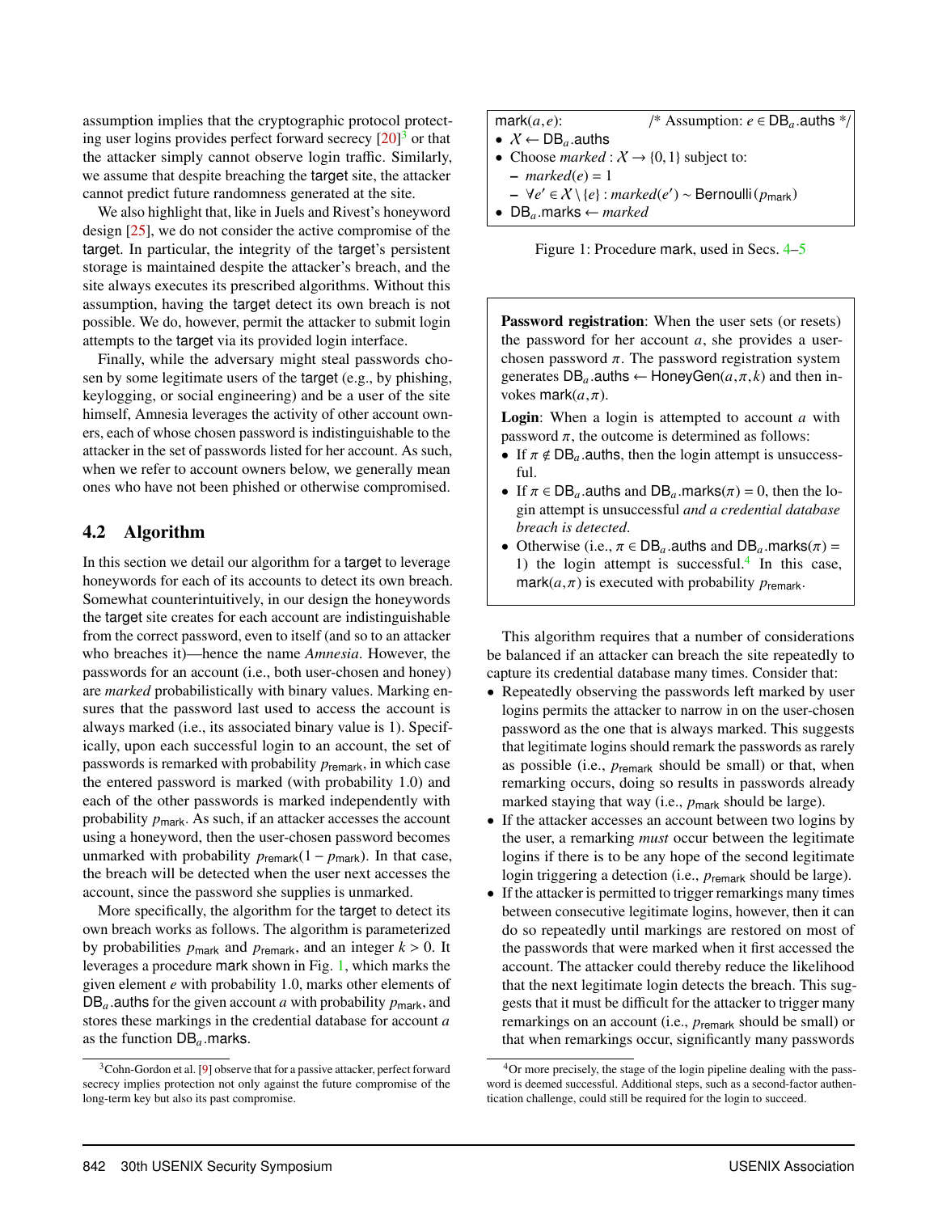assumption implies that the cryptographic protocol protecting user logins provides perfect forward secrecy [20][3] or that the attacker simply cannot observe login traffic. Similarly, we assume that despite breaching the target site, the attacker cannot predict future randomness generated at the site.

We also highlight that, like in Juels and Rivest's honeyword design [25], we do not consider the active compromise of the target. In particular, the integrity of the target's persistent storage is maintained despite the attacker's breach, and the site always executes its prescribed algorithms. Without this assumption, having the target detect its own breach is not possible. We do, however, permit the attacker to submit login attempts to the target via its provided login interface.

Finally, while the adversary might steal passwords chosen by some legitimate users of the target (e.g., by phishing, keylogging, or social engineering) and be a user of the site himself, Amnesia leverages the activity of other account owners, each of whose chosen password is indistinguishable to the attacker in the set of passwords listed for her account. As such, when we refer to account owners below, we generally mean ones who have not been phished or otherwise compromised.

## 4.2 Algorithm

In this section we detail our algorithm for a target to leverage honeywords for each of its accounts to detect its own breach. Somewhat counterintuitively, in our design the honeywords the target site creates for each account are indistinguishable from the correct password, even to itself (and so to an attacker who breaches it)—hence the name *Amnesia*. However, the passwords for an account (i.e., both user-chosen and honey) are *marked* probabilistically with binary values. Marking ensures that the password last used to access the account is always marked (i.e., its associated binary value is 1). Specifically, upon each successful login to an account, the set of passwords is remarked with probability $p_{\mathsf{remark}}$, in which case the entered password is marked (with probability 1.0) and each of the other passwords is marked independently with probability $p_{\mathsf{mark}}$. As such, if an attacker accesses the account using a honeyword, then the user-chosen password becomes unmarked with probability $p_{\mathsf{remark}}(1-p_{\mathsf{mark}})$. In that case, the breach will be detected when the user next accesses the account, since the password she supplies is unmarked.

More specifically, the algorithm for the target to detect its own breach works as follows. The algorithm is parameterized by probabilities $p_{\mathsf{mark}}$ and $p_{\mathsf{remark}}$, and an integer $k > 0$. It leverages a procedure mark shown in Fig. 1, which marks the given element $e$ with probability 1.0, marks other elements of $\mathsf{DB}_a$.auths for the given account $a$ with probability $p_{\mathsf{mark}}$, and stores these markings in the credential database for account $a$ as the function $\mathsf{DB}_a$.marks.

[3] Cohn-Gordon et al. [9] observe that for a passive attacker, perfect forward secrecy implies protection not only against the future compromise of the long-term key but also its past compromise.

mark($a,e$): /* Assumption: $e \in \mathsf{DB}_a$.auths */

- $\mathcal{X} \leftarrow \mathsf{DB}_a$.auths
- Choose *marked* : $\mathcal{X} \rightarrow \{0,1\}$ subject to:
  - $marked(e) = 1$
  - $\forall e' \in \mathcal{X} \setminus \{e\} : marked(e') \sim \mathsf{Bernoulli}(p_{\mathsf{mark}})$
- $\mathsf{DB}_a$.marks $\leftarrow$ *marked*

Figure 1: Procedure mark, used in Secs. 4–5

**Password registration**: When the user sets (or resets) the password for her account $a$, she provides a user-chosen password $\pi$. The password registration system generates $\mathsf{DB}_a$.auths $\leftarrow$ HoneyGen($a,\pi,k$) and then invokes mark($a,\pi$).

**Login**: When a login is attempted to account $a$ with password $\pi$, the outcome is determined as follows:

- If $\pi \notin \mathsf{DB}_a$.auths, then the login attempt is unsuccessful.
- If $\pi \in \mathsf{DB}_a$.auths and $\mathsf{DB}_a$.marks$(\pi) = 0$, then the login attempt is unsuccessful *and a credential database breach is detected.*
- Otherwise (i.e., $\pi \in \mathsf{DB}_a$.auths and $\mathsf{DB}_a$.marks$(\pi) = 1$) the login attempt is successful.[4] In this case, mark($a,\pi$) is executed with probability $p_{\mathsf{remark}}$.

This algorithm requires that a number of considerations be balanced if an attacker can breach the site repeatedly to capture its credential database many times. Consider that:

- Repeatedly observing the passwords left marked by user logins permits the attacker to narrow in on the user-chosen password as the one that is always marked. This suggests that legitimate logins should remark the passwords as rarely as possible (i.e., $p_{\mathsf{remark}}$ should be small) or that, when remarking occurs, doing so results in passwords already marked staying that way (i.e., $p_{\mathsf{mark}}$ should be large).
- If the attacker accesses an account between two logins by the user, a remarking *must* occur between the legitimate logins if there is to be any hope of the second legitimate login triggering a detection (i.e., $p_{\mathsf{remark}}$ should be large).
- If the attacker is permitted to trigger remarkings many times between consecutive legitimate logins, however, then it can do so repeatedly until markings are restored on most of the passwords that were marked when it first accessed the account. The attacker could thereby reduce the likelihood that the next legitimate login detects the breach. This suggests that it must be difficult for the attacker to trigger many remarkings on an account (i.e., $p_{\mathsf{remark}}$ should be small) or that when remarkings occur, significantly many passwords

[4] Or more precisely, the stage of the login pipeline dealing with the password is deemed successful. Additional steps, such as a second-factor authentication challenge, could still be required for the login to succeed.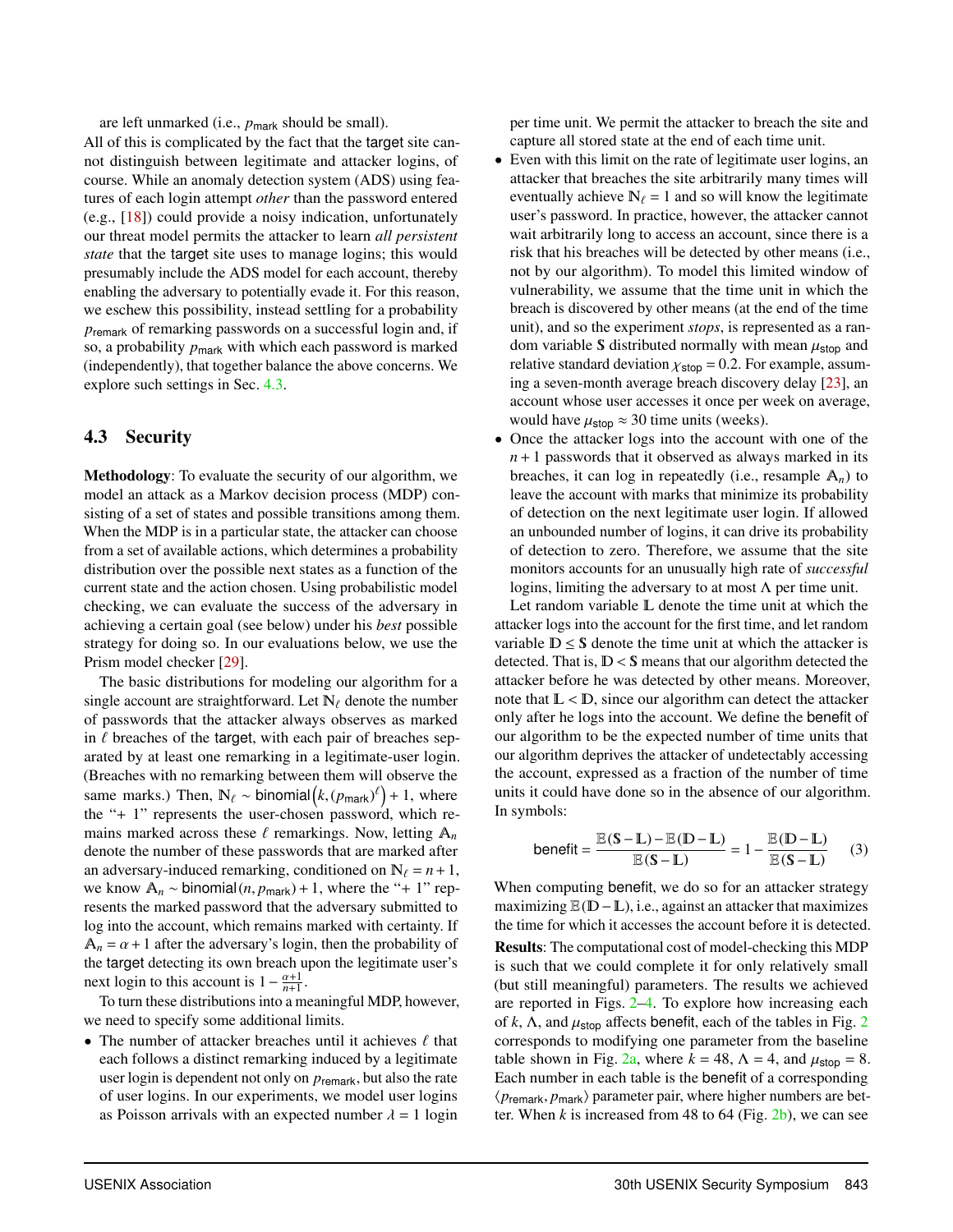are left unmarked (i.e., $p_{\text{mark}}$ should be small).

All of this is complicated by the fact that the target site cannot distinguish between legitimate and attacker logins, of course. While an anomaly detection system (ADS) using features of each login attempt *other* than the password entered (e.g., [18]) could provide a noisy indication, unfortunately our threat model permits the attacker to learn *all persistent state* that the target site uses to manage logins; this would presumably include the ADS model for each account, thereby enabling the adversary to potentially evade it. For this reason, we eschew this possibility, instead settling for a probability $p_{\text{remark}}$ of remarking passwords on a successful login and, if so, a probability $p_{\text{mark}}$ with which each password is marked (independently), that together balance the above concerns. We explore such settings in Sec. 4.3.

## 4.3 Security

**Methodology**: To evaluate the security of our algorithm, we model an attack as a Markov decision process (MDP) consisting of a set of states and possible transitions among them. When the MDP is in a particular state, the attacker can choose from a set of available actions, which determines a probability distribution over the possible next states as a function of the current state and the action chosen. Using probabilistic model checking, we can evaluate the success of the adversary in achieving a certain goal (see below) under his *best* possible strategy for doing so. In our evaluations below, we use the Prism model checker [29].

The basic distributions for modeling our algorithm for a single account are straightforward. Let $\mathbb{N}_\ell$ denote the number of passwords that the attacker always observes as marked in $\ell$ breaches of the target, with each pair of breaches separated by at least one remarking in a legitimate-user login. (Breaches with no remarking between them will observe the same marks.) Then, $\mathbb{N}_\ell \sim \text{binomial}\left(k, (p_{\text{mark}})^\ell\right) + 1$, where the "+ 1" represents the user-chosen password, which remains marked across these $\ell$ remarkings. Now, letting $\mathbb{A}_n$ denote the number of these passwords that are marked after an adversary-induced remarking, conditioned on $\mathbb{N}_\ell = n+1$, we know $\mathbb{A}_n \sim \text{binomial}(n, p_{\text{mark}}) + 1$, where the "+ 1" represents the marked password that the adversary submitted to log into the account, which remains marked with certainty. If $\mathbb{A}_n = \alpha + 1$ after the adversary's login, then the probability of the target detecting its own breach upon the legitimate user's next login to this account is $1 - \frac{\alpha+1}{n+1}$.

To turn these distributions into a meaningful MDP, however, we need to specify some additional limits.

- The number of attacker breaches until it achieves $\ell$ that each follows a distinct remarking induced by a legitimate user login is dependent not only on $p_{\text{remark}}$, but also the rate of user logins. In our experiments, we model user logins as Poisson arrivals with an expected number $\lambda = 1$ login per time unit. We permit the attacker to breach the site and capture all stored state at the end of each time unit.
- Even with this limit on the rate of legitimate user logins, an attacker that breaches the site arbitrarily many times will eventually achieve $\mathbb{N}_\ell = 1$ and so will know the legitimate user's password. In practice, however, the attacker cannot wait arbitrarily long to access an account, since there is a risk that his breaches will be detected by other means (i.e., not by our algorithm). To model this limited window of vulnerability, we assume that the time unit in which the breach is discovered by other means (at the end of the time unit), and so the experiment *stops*, is represented as a random variable $\mathbb{S}$ distributed normally with mean $\mu_{\text{stop}}$ and relative standard deviation $\chi_{\text{stop}} = 0.2$. For example, assuming a seven-month average breach discovery delay [23], an account whose user accesses it once per week on average, would have $\mu_{\text{stop}} \approx 30$ time units (weeks).
- Once the attacker logs into the account with one of the $n+1$ passwords that it observed as always marked in its breaches, it can log in repeatedly (i.e., resample $\mathbb{A}_n$) to leave the account with marks that minimize its probability of detection on the next legitimate user login. If allowed an unbounded number of logins, it can drive its probability of detection to zero. Therefore, we assume that the site monitors accounts for an unusually high rate of *successful* logins, limiting the adversary to at most $\Lambda$ per time unit.

Let random variable $\mathbb{L}$ denote the time unit at which the attacker logs into the account for the first time, and let random variable $\mathbb{D} \leq \mathbb{S}$ denote the time unit at which the attacker is detected. That is, $\mathbb{D} < \mathbb{S}$ means that our algorithm detected the attacker before he was detected by other means. Moreover, note that $\mathbb{L} < \mathbb{D}$, since our algorithm can detect the attacker only after he logs into the account. We define the benefit of our algorithm to be the expected number of time units that our algorithm deprives the attacker of undetectably accessing the account, expressed as a fraction of the number of time units it could have done so in the absence of our algorithm. In symbols:

$$\text{benefit} = \frac{\mathbb{E}(\mathbb{S}-\mathbb{L}) - \mathbb{E}(\mathbb{D}-\mathbb{L})}{\mathbb{E}(\mathbb{S}-\mathbb{L})} = 1 - \frac{\mathbb{E}(\mathbb{D}-\mathbb{L})}{\mathbb{E}(\mathbb{S}-\mathbb{L})} \tag{3}$$

When computing benefit, we do so for an attacker strategy maximizing $\mathbb{E}(\mathbb{D}-\mathbb{L})$, i.e., against an attacker that maximizes the time for which it accesses the account before it is detected.

**Results**: The computational cost of model-checking this MDP is such that we could complete it for only relatively small (but still meaningful) parameters. The results we achieved are reported in Figs. 2–4. To explore how increasing each of $k$, $\Lambda$, and $\mu_{\text{stop}}$ affects benefit, each of the tables in Fig. 2 corresponds to modifying one parameter from the baseline table shown in Fig. 2a, where $k = 48$, $\Lambda = 4$, and $\mu_{\text{stop}} = 8$. Each number in each table is the benefit of a corresponding $\langle p_{\text{remark}}, p_{\text{mark}}\rangle$ parameter pair, where higher numbers are better. When $k$ is increased from 48 to 64 (Fig. 2b), we can see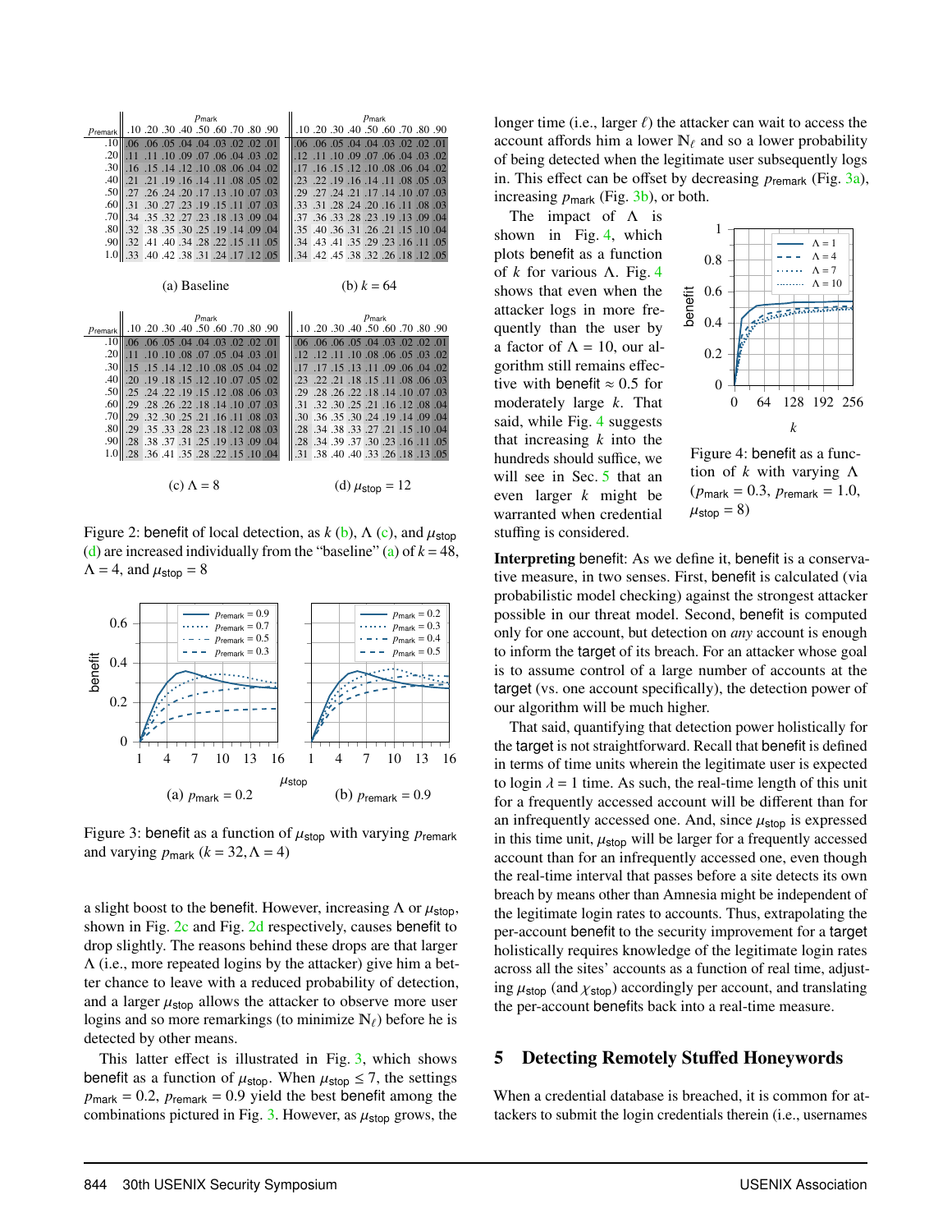(a) Baseline

| $p_{\text{remark}}$ \ $p_{\text{mark}}$ | .10 | .20 | .30 | .40 | .50 | .60 | .70 | .80 | .90 |
|---|---|---|---|---|---|---|---|---|---|
| .10 | .06 | .06 | .05 | .04 | .04 | .03 | .02 | .02 | .01 |
| .20 | .11 | .11 | .10 | .09 | .07 | .06 | .04 | .03 | .02 |
| .30 | .16 | .15 | .14 | .12 | .10 | .08 | .06 | .04 | .02 |
| .40 | .21 | .21 | .19 | .16 | .14 | .11 | .08 | .05 | .02 |
| .50 | .27 | .26 | .24 | .20 | .17 | .13 | .10 | .07 | .03 |
| .60 | .31 | .30 | .27 | .23 | .19 | .15 | .11 | .07 | .03 |
| .70 | .34 | .35 | .32 | .27 | .23 | .18 | .13 | .09 | .04 |
| .80 | .32 | .38 | .35 | .30 | .25 | .19 | .14 | .09 | .04 |
| .90 | .32 | .41 | .40 | .34 | .28 | .22 | .15 | .11 | .05 |
| 1.0 | .33 | .40 | .42 | .38 | .31 | .24 | .17 | .12 | .05 |

(b) $k = 64$

| $p_{\text{remark}}$ \ $p_{\text{mark}}$ | .10 | .20 | .30 | .40 | .50 | .60 | .70 | .80 | .90 |
|---|---|---|---|---|---|---|---|---|---|
| .10 | .06 | .06 | .05 | .04 | .04 | .03 | .02 | .02 | .01 |
| .20 | .12 | .11 | .10 | .09 | .07 | .06 | .04 | .03 | .02 |
| .30 | .17 | .16 | .15 | .12 | .10 | .08 | .06 | .04 | .02 |
| .40 | .23 | .22 | .19 | .16 | .14 | .11 | .08 | .05 | .03 |
| .50 | .29 | .27 | .24 | .21 | .17 | .14 | .10 | .07 | .03 |
| .60 | .33 | .31 | .28 | .24 | .20 | .16 | .11 | .08 | .03 |
| .70 | .37 | .36 | .33 | .28 | .23 | .19 | .13 | .09 | .04 |
| .80 | .35 | .40 | .36 | .31 | .26 | .21 | .15 | .10 | .04 |
| .90 | .34 | .43 | .41 | .35 | .29 | .23 | .16 | .11 | .05 |
| 1.0 | .34 | .42 | .45 | .38 | .32 | .26 | .18 | .12 | .05 |

(c) $\Lambda = 8$

| $p_{\text{remark}}$ \ $p_{\text{mark}}$ | .10 | .20 | .30 | .40 | .50 | .60 | .70 | .80 | .90 |
|---|---|---|---|---|---|---|---|---|---|
| .10 | .06 | .06 | .05 | .04 | .04 | .03 | .02 | .02 | .01 |
| .20 | .11 | .10 | .10 | .08 | .07 | .05 | .04 | .03 | .01 |
| .30 | .15 | .15 | .14 | .12 | .10 | .08 | .05 | .04 | .02 |
| .40 | .20 | .19 | .18 | .15 | .12 | .10 | .07 | .05 | .02 |
| .50 | .25 | .24 | .22 | .19 | .15 | .12 | .08 | .06 | .03 |
| .60 | .29 | .28 | .26 | .22 | .18 | .14 | .10 | .07 | .03 |
| .70 | .29 | .32 | .30 | .25 | .21 | .16 | .11 | .08 | .03 |
| .80 | .29 | .35 | .33 | .28 | .23 | .18 | .12 | .08 | .03 |
| .90 | .28 | .38 | .37 | .31 | .25 | .19 | .13 | .09 | .04 |
| 1.0 | .28 | .36 | .41 | .35 | .28 | .22 | .15 | .10 | .04 |

(d) $\mu_{\text{stop}} = 12$

| $p_{\text{remark}}$ \ $p_{\text{mark}}$ | .10 | .20 | .30 | .40 | .50 | .60 | .70 | .80 | .90 |
|---|---|---|---|---|---|---|---|---|---|
| .10 | .06 | .06 | .06 | .05 | .04 | .03 | .02 | .02 | .01 |
| .20 | .12 | .12 | .11 | .10 | .08 | .06 | .05 | .03 | .02 |
| .30 | .17 | .17 | .15 | .13 | .11 | .09 | .06 | .04 | .02 |
| .40 | .23 | .22 | .21 | .18 | .15 | .11 | .08 | .06 | .03 |
| .50 | .29 | .28 | .26 | .22 | .18 | .14 | .10 | .07 | .03 |
| .60 | .31 | .32 | .30 | .25 | .21 | .16 | .12 | .08 | .04 |
| .70 | .30 | .36 | .35 | .30 | .24 | .19 | .14 | .09 | .04 |
| .80 | .28 | .34 | .38 | .33 | .27 | .21 | .15 | .10 | .04 |
| .90 | .28 | .34 | .39 | .37 | .30 | .23 | .16 | .11 | .05 |
| 1.0 | .31 | .38 | .40 | .40 | .33 | .26 | .18 | .13 | .05 |

Figure 2: benefit of local detection, as $k$ (b), $\Lambda$ (c), and $\mu_{\text{stop}}$ (d) are increased individually from the "baseline" (a) of $k = 48$, $\Lambda = 4$, and $\mu_{\text{stop}} = 8$

(a) $p_{\text{mark}} = 0.2$ (b) $p_{\text{remark}} = 0.9$

Figure 3: benefit as a function of $\mu_{\text{stop}}$ with varying $p_{\text{remark}}$ and varying $p_{\text{mark}}$ ($k = 32, \Lambda = 4$)

a slight boost to the benefit. However, increasing $\Lambda$ or $\mu_{\text{stop}}$, shown in Fig. 2c and Fig. 2d respectively, causes benefit to drop slightly. The reasons behind these drops are that larger $\Lambda$ (i.e., more repeated logins by the attacker) give him a better chance to leave with a reduced probability of detection, and a larger $\mu_{\text{stop}}$ allows the attacker to observe more user logins and so more remarkings (to minimize $\mathbb{N}_\ell$) before he is detected by other means.

This latter effect is illustrated in Fig. 3, which shows benefit as a function of $\mu_{\text{stop}}$. When $\mu_{\text{stop}} \leq 7$, the settings $p_{\text{mark}} = 0.2$, $p_{\text{remark}} = 0.9$ yield the best benefit among the combinations pictured in Fig. 3. However, as $\mu_{\text{stop}}$ grows, the longer time (i.e., larger $\ell$) the attacker can wait to access the account affords him a lower $\mathbb{N}_\ell$ and so a lower probability of being detected when the legitimate user subsequently logs in. This effect can be offset by decreasing $p_{\text{remark}}$ (Fig. 3a), increasing $p_{\text{mark}}$ (Fig. 3b), or both.

The impact of $\Lambda$ is shown in Fig. 4, which plots benefit as a function of $k$ for various $\Lambda$. Fig. 4 shows that even when the attacker logs in more frequently than the user by a factor of $\Lambda = 10$, our algorithm still remains effective with benefit $\approx 0.5$ for moderately large $k$. That said, while Fig. 4 suggests that increasing $k$ into the hundreds should suffice, we will see in Sec. 5 that an even larger $k$ might be warranted when credential stuffing is considered.

Figure 4: benefit as a function of $k$ with varying $\Lambda$ ($p_{\text{mark}} = 0.3$, $p_{\text{remark}} = 1.0$, $\mu_{\text{stop}} = 8$)

**Interpreting** benefit: As we define it, benefit is a conservative measure, in two senses. First, benefit is calculated (via probabilistic model checking) against the strongest attacker possible in our threat model. Second, benefit is computed only for one account, but detection on *any* account is enough to inform the target of its breach. For an attacker whose goal is to assume control of a large number of accounts at the target (vs. one account specifically), the detection power of our algorithm will be much higher.

That said, quantifying that detection power holistically for the target is not straightforward. Recall that benefit is defined in terms of time units wherein the legitimate user is expected to login $\lambda = 1$ time. As such, the real-time length of this unit for a frequently accessed account will be different than for an infrequently accessed one. And, since $\mu_{\text{stop}}$ is expressed in this time unit, $\mu_{\text{stop}}$ will be larger for a frequently accessed account than for an infrequently accessed one, even though the real-time interval that passes before a site detects its own breach by means other than Amnesia might be independent of the legitimate login rates to accounts. Thus, extrapolating the per-account benefit to the security improvement for a target holistically requires knowledge of the legitimate login rates across all the sites' accounts as a function of real time, adjusting $\mu_{\text{stop}}$ (and $\chi_{\text{stop}}$) accordingly per account, and translating the per-account benefits back into a real-time measure.

## 5 Detecting Remotely Stuffed Honeywords

When a credential database is breached, it is common for attackers to submit the login credentials therein (i.e., usernames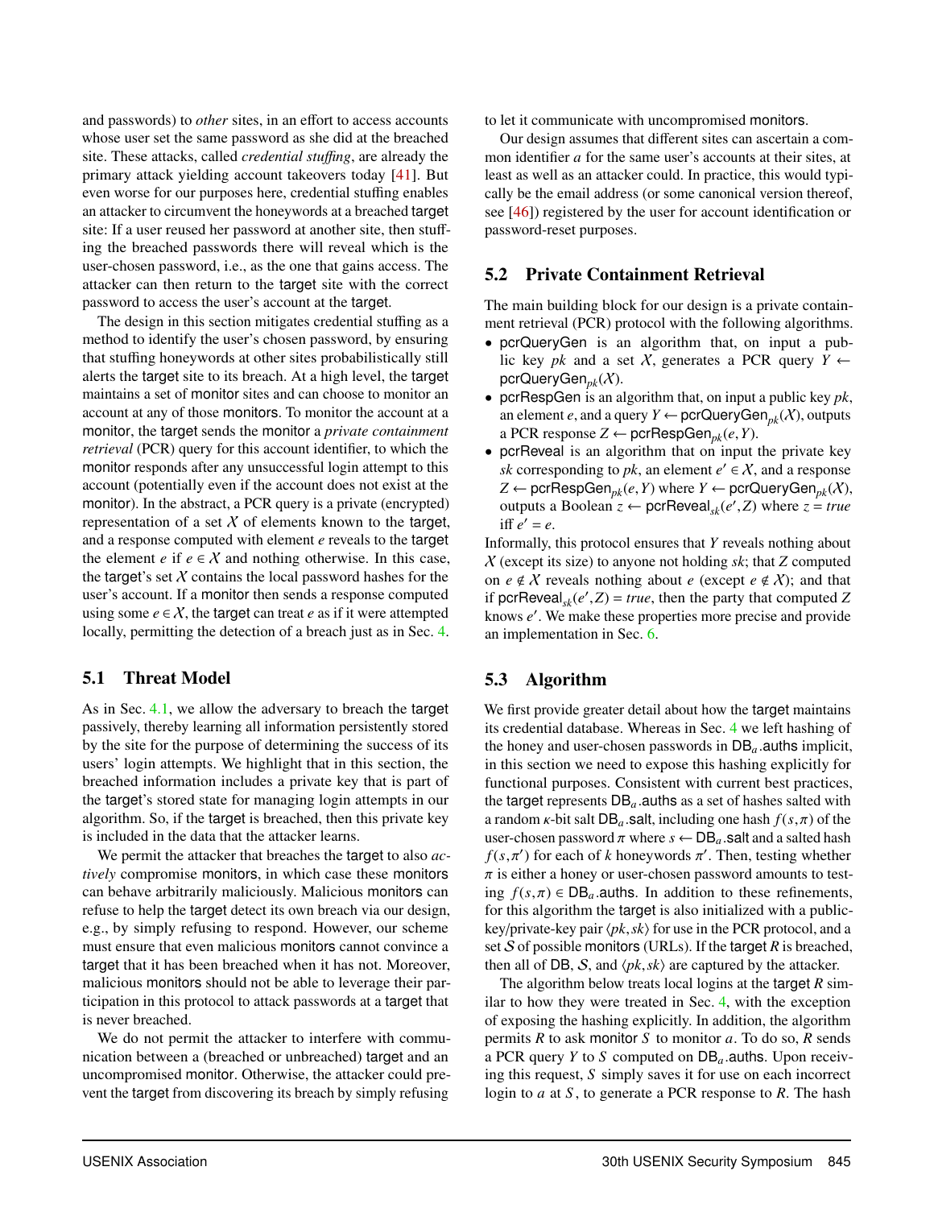and passwords) to *other* sites, in an effort to access accounts whose user set the same password as she did at the breached site. These attacks, called *credential stuffing*, are already the primary attack yielding account takeovers today [41]. But even worse for our purposes here, credential stuffing enables an attacker to circumvent the honeywords at a breached target site: If a user reused her password at another site, then stuffing the breached passwords there will reveal which is the user-chosen password, i.e., as the one that gains access. The attacker can then return to the target site with the correct password to access the user's account at the target.

The design in this section mitigates credential stuffing as a method to identify the user's chosen password, by ensuring that stuffing honeywords at other sites probabilistically still alerts the target site to its breach. At a high level, the target maintains a set of monitor sites and can choose to monitor an account at any of those monitors. To monitor the account at a monitor, the target sends the monitor a *private containment retrieval* (PCR) query for this account identifier, to which the monitor responds after any unsuccessful login attempt to this account (potentially even if the account does not exist at the monitor). In the abstract, a PCR query is a private (encrypted) representation of a set $\mathcal{X}$ of elements known to the target, and a response computed with element $e$ reveals to the target the element $e$ if $e \in \mathcal{X}$ and nothing otherwise. In this case, the target's set $\mathcal{X}$ contains the local password hashes for the user's account. If a monitor then sends a response computed using some $e \in \mathcal{X}$, the target can treat $e$ as if it were attempted locally, permitting the detection of a breach just as in Sec. 4.

## 5.1 Threat Model

As in Sec. 4.1, we allow the adversary to breach the target passively, thereby learning all information persistently stored by the site for the purpose of determining the success of its users' login attempts. We highlight that in this section, the breached information includes a private key that is part of the target's stored state for managing login attempts in our algorithm. So, if the target is breached, then this private key is included in the data that the attacker learns.

We permit the attacker that breaches the target to also *actively* compromise monitors, in which case these monitors can behave arbitrarily maliciously. Malicious monitors can refuse to help the target detect its own breach via our design, e.g., by simply refusing to respond. However, our scheme must ensure that even malicious monitors cannot convince a target that it has been breached when it has not. Moreover, malicious monitors should not be able to leverage their participation in this protocol to attack passwords at a target that is never breached.

We do not permit the attacker to interfere with communication between a (breached or unbreached) target and an uncompromised monitor. Otherwise, the attacker could prevent the target from discovering its breach by simply refusing to let it communicate with uncompromised monitors.

Our design assumes that different sites can ascertain a common identifier $a$ for the same user's accounts at their sites, at least as well as an attacker could. In practice, this would typically be the email address (or some canonical version thereof, see [46]) registered by the user for account identification or password-reset purposes.

## 5.2 Private Containment Retrieval

The main building block for our design is a private containment retrieval (PCR) protocol with the following algorithms.

- pcrQueryGen is an algorithm that, on input a public key $pk$ and a set $\mathcal{X}$, generates a PCR query $Y \leftarrow \mathsf{pcrQueryGen}_{pk}(\mathcal{X})$.
- pcrRespGen is an algorithm that, on input a public key $pk$, an element $e$, and a query $Y \leftarrow \mathsf{pcrQueryGen}_{pk}(\mathcal{X})$, outputs a PCR response $Z \leftarrow \mathsf{pcrRespGen}_{pk}(e, Y)$.
- pcrReveal is an algorithm that on input the private key $sk$ corresponding to $pk$, an element $e' \in \mathcal{X}$, and a response $Z \leftarrow \mathsf{pcrRespGen}_{pk}(e, Y)$ where $Y \leftarrow \mathsf{pcrQueryGen}_{pk}(\mathcal{X})$, outputs a Boolean $z \leftarrow \mathsf{pcrReveal}_{sk}(e', Z)$ where $z = \mathit{true}$ iff $e' = e$.

Informally, this protocol ensures that $Y$ reveals nothing about $\mathcal{X}$ (except its size) to anyone not holding $sk$; that $Z$ computed on $e \notin \mathcal{X}$ reveals nothing about $e$ (except $e \notin \mathcal{X}$); and that if $\mathsf{pcrReveal}_{sk}(e', Z) = \mathit{true}$, then the party that computed $Z$ knows $e'$. We make these properties more precise and provide an implementation in Sec. 6.

## 5.3 Algorithm

We first provide greater detail about how the target maintains its credential database. Whereas in Sec. 4 we left hashing of the honey and user-chosen passwords in $\mathsf{DB}_a.\mathsf{auths}$ implicit, in this section we need to expose this hashing explicitly for functional purposes. Consistent with current best practices, the target represents $\mathsf{DB}_a.\mathsf{auths}$ as a set of hashes salted with a random $\kappa$-bit salt $\mathsf{DB}_a.\mathsf{salt}$, including one hash $f(s, \pi)$ of the user-chosen password $\pi$ where $s \leftarrow \mathsf{DB}_a.\mathsf{salt}$ and a salted hash $f(s, \pi')$ for each of $k$ honeywords $\pi'$. Then, testing whether $\pi$ is either a honey or user-chosen password amounts to testing $f(s, \pi) \in \mathsf{DB}_a.\mathsf{auths}$. In addition to these refinements, for this algorithm the target is also initialized with a public-key/private-key pair $\langle pk, sk \rangle$ for use in the PCR protocol, and a set $\mathcal{S}$ of possible monitors (URLs). If the target $R$ is breached, then all of DB, $\mathcal{S}$, and $\langle pk, sk \rangle$ are captured by the attacker.

The algorithm below treats local logins at the target $R$ similar to how they were treated in Sec. 4, with the exception of exposing the hashing explicitly. In addition, the algorithm permits $R$ to ask monitor $S$ to monitor $a$. To do so, $R$ sends a PCR query $Y$ to $S$ computed on $\mathsf{DB}_a.\mathsf{auths}$. Upon receiving this request, $S$ simply saves it for use on each incorrect login to $a$ at $S$, to generate a PCR response to $R$. The hash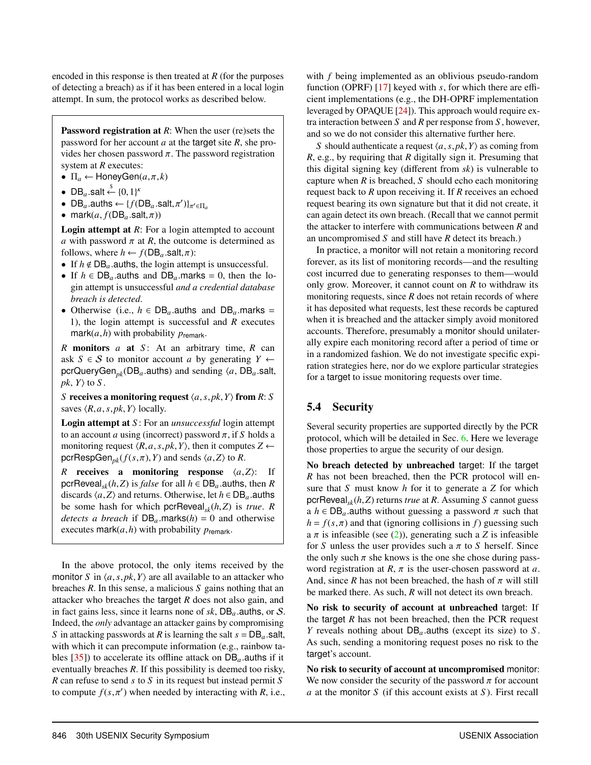encoded in this response is then treated at $R$ (for the purposes of detecting a breach) as if it has been entered in a local login attempt. In sum, the protocol works as described below.

**Password registration at** $R$: When the user (re)sets the password for her account $a$ at the target site $R$, she provides her chosen password $\pi$. The password registration system at $R$ executes:

- $\Pi_a \leftarrow \mathsf{HoneyGen}(a, \pi, k)$
- $\mathsf{DB}_a.\mathsf{salt} \xleftarrow{\$} \{0,1\}^\kappa$
- $\mathsf{DB}_a.\mathsf{auths} \leftarrow \{f(\mathsf{DB}_a.\mathsf{salt}, \pi')\}_{\pi' \in \Pi_a}$
- $\mathsf{mark}(a, f(\mathsf{DB}_a.\mathsf{salt}, \pi))$

**Login attempt at** $R$: For a login attempted to account $a$ with password $\pi$ at $R$, the outcome is determined as follows, where $h \leftarrow f(\mathsf{DB}_a.\mathsf{salt}, \pi)$:

- If $h \notin \mathsf{DB}_a.\mathsf{auths}$, the login attempt is unsuccessful.
- If $h \in \mathsf{DB}_a.\mathsf{auths}$ and $\mathsf{DB}_a.\mathsf{marks} = 0$, then the login attempt is unsuccessful *and a credential database breach is detected*.
- Otherwise (i.e., $h \in \mathsf{DB}_a.\mathsf{auths}$ and $\mathsf{DB}_a.\mathsf{marks} = 1$), the login attempt is successful and $R$ executes $\mathsf{mark}(a, h)$ with probability $p_{\mathsf{remark}}$.

$R$ **monitors** $a$ **at** $S$: At an arbitrary time, $R$ can ask $S \in \mathcal{S}$ to monitor account $a$ by generating $Y \leftarrow \mathsf{pcrQueryGen}_{pk}(\mathsf{DB}_a.\mathsf{auths})$ and sending $\langle a, \mathsf{DB}_a.\mathsf{salt}, pk, Y\rangle$ to $S$.

$S$ **receives a monitoring request** $\langle a, s, pk, Y\rangle$ **from** $R$: $S$ saves $\langle R, a, s, pk, Y\rangle$ locally.

**Login attempt at** $S$: For an *unsuccessful* login attempt to an account $a$ using (incorrect) password $\pi$, if $S$ holds a monitoring request $\langle R, a, s, pk, Y\rangle$, then it computes $Z \leftarrow \mathsf{pcrRespGen}_{pk}(f(s, \pi), Y)$ and sends $\langle a, Z\rangle$ to $R$.

$R$ **receives a monitoring response** $\langle a, Z\rangle$: If $\mathsf{pcrReveal}_{sk}(h, Z)$ is *false* for all $h \in \mathsf{DB}_a.\mathsf{auths}$, then $R$ discards $\langle a, Z\rangle$ and returns. Otherwise, let $h \in \mathsf{DB}_a.\mathsf{auths}$ be some hash for which $\mathsf{pcrReveal}_{sk}(h, Z)$ is *true*. $R$ *detects a breach* if $\mathsf{DB}_a.\mathsf{marks}(h) = 0$ and otherwise executes $\mathsf{mark}(a, h)$ with probability $p_{\mathsf{remark}}$.

In the above protocol, the only items received by the monitor $S$ in $\langle a, s, pk, Y\rangle$ are all available to an attacker who breaches $R$. In this sense, a malicious $S$ gains nothing that an attacker who breaches the target $R$ does not also gain, and in fact gains less, since it learns none of $sk$, $\mathsf{DB}_a.\mathsf{auths}$, or $\mathcal{S}$. Indeed, the *only* advantage an attacker gains by compromising $S$ in attacking passwords at $R$ is learning the salt $s = \mathsf{DB}_a.\mathsf{salt}$, with which it can precompute information (e.g., rainbow tables [35]) to accelerate its offline attack on $\mathsf{DB}_a.\mathsf{auths}$ if it eventually breaches $R$. If this possibility is deemed too risky, $R$ can refuse to send $s$ to $S$ in its request but instead permit $S$ to compute $f(s, \pi')$ when needed by interacting with $R$, i.e., with $f$ being implemented as an oblivious pseudo-random function (OPRF) [17] keyed with $s$, for which there are efficient implementations (e.g., the DH-OPRF implementation leveraged by OPAQUE [24]). This approach would require extra interaction between $S$ and $R$ per response from $S$, however, and so we do not consider this alternative further here.

$S$ should authenticate a request $\langle a, s, pk, Y\rangle$ as coming from $R$, e.g., by requiring that $R$ digitally sign it. Presuming that this digital signing key (different from $sk$) is vulnerable to capture when $R$ is breached, $S$ should echo each monitoring request back to $R$ upon receiving it. If $R$ receives an echoed request bearing its own signature but that it did not create, it can again detect its own breach. (Recall that we cannot permit the attacker to interfere with communications between $R$ and an uncompromised $S$ and still have $R$ detect its breach.)

In practice, a monitor will not retain a monitoring record forever, as its list of monitoring records—and the resulting cost incurred due to generating responses to them—would only grow. Moreover, it cannot count on $R$ to withdraw its monitoring requests, since $R$ does not retain records of where it has deposited what requests, lest these records be captured when it is breached and the attacker simply avoid monitored accounts. Therefore, presumably a monitor should unilaterally expire each monitoring record after a period of time or in a randomized fashion. We do not investigate specific expiration strategies here, nor do we explore particular strategies for a target to issue monitoring requests over time.

## 5.4 Security

Several security properties are supported directly by the PCR protocol, which will be detailed in Sec. 6. Here we leverage those properties to argue the security of our design.

**No breach detected by unbreached** target: If the target $R$ has not been breached, then the PCR protocol will ensure that $S$ must know $h$ for it to generate a $Z$ for which $\mathsf{pcrReveal}_{sk}(h, Z)$ returns *true* at $R$. Assuming $S$ cannot guess a $h \in \mathsf{DB}_a.\mathsf{auths}$ without guessing a password $\pi$ such that $h = f(s, \pi)$ and that (ignoring collisions in $f$) guessing such a $\pi$ is infeasible (see (2)), generating such a $Z$ is infeasible for $S$ unless the user provides such a $\pi$ to $S$ herself. Since the only such $\pi$ she knows is the one she chose during password registration at $R$, $\pi$ is the user-chosen password at $a$. And, since $R$ has not been breached, the hash of $\pi$ will still be marked there. As such, $R$ will not detect its own breach.

**No risk to security of account at unbreached** target: If the target $R$ has not been breached, then the PCR request $Y$ reveals nothing about $\mathsf{DB}_a.\mathsf{auths}$ (except its size) to $S$. As such, sending a monitoring request poses no risk to the target's account.

**No risk to security of account at uncompromised** monitor: We now consider the security of the password $\pi$ for account $a$ at the monitor $S$ (if this account exists at $S$). First recall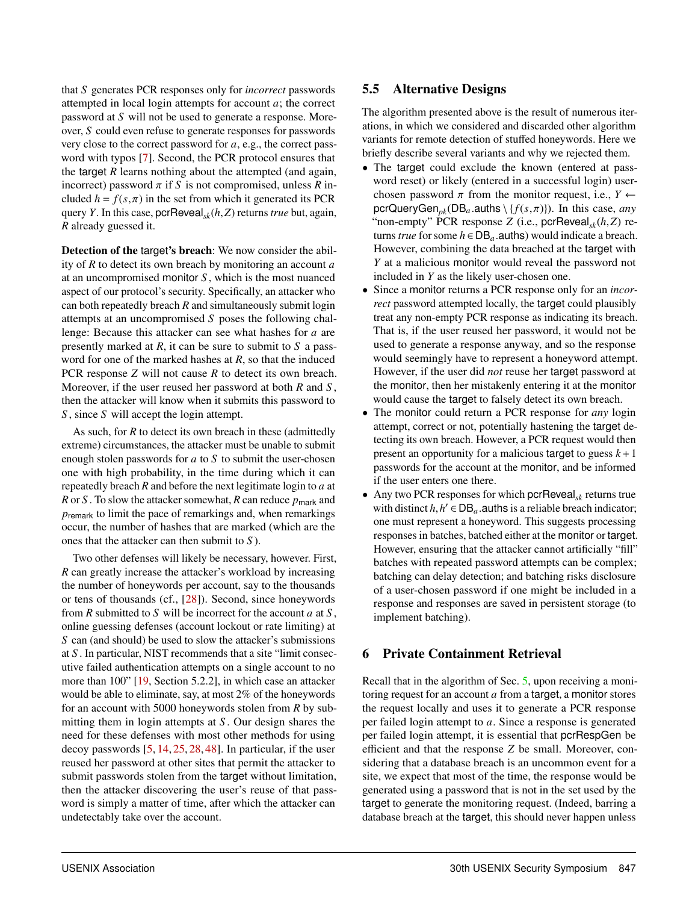that $S$ generates PCR responses only for *incorrect* passwords attempted in local login attempts for account $a$; the correct password at $S$ will not be used to generate a response. Moreover, $S$ could even refuse to generate responses for passwords very close to the correct password for $a$, e.g., the correct password with typos [7]. Second, the PCR protocol ensures that the target $R$ learns nothing about the attempted (and again, incorrect) password $\pi$ if $S$ is not compromised, unless $R$ included $h = f(s, \pi)$ in the set from which it generated its PCR query $Y$. In this case, $\mathsf{pcrReveal}_{sk}(h, Z)$ returns *true* but, again, $R$ already guessed it.

**Detection of the target's breach**: We now consider the ability of $R$ to detect its own breach by monitoring an account $a$ at an uncompromised monitor $S$, which is the most nuanced aspect of our protocol's security. Specifically, an attacker who can both repeatedly breach $R$ and simultaneously submit login attempts at an uncompromised $S$ poses the following challenge: Because this attacker can see what hashes for $a$ are presently marked at $R$, it can be sure to submit to $S$ a password for one of the marked hashes at $R$, so that the induced PCR response $Z$ will not cause $R$ to detect its own breach. Moreover, if the user reused her password at both $R$ and $S$, then the attacker will know when it submits this password to $S$, since $S$ will accept the login attempt.

As such, for $R$ to detect its own breach in these (admittedly extreme) circumstances, the attacker must be unable to submit enough stolen passwords for $a$ to $S$ to submit the user-chosen one with high probability, in the time during which it can repeatedly breach $R$ and before the next legitimate login to $a$ at $R$ or $S$. To slow the attacker somewhat, $R$ can reduce $p_{\mathsf{mark}}$ and $p_{\mathsf{remark}}$ to limit the pace of remarkings and, when remarkings occur, the number of hashes that are marked (which are the ones that the attacker can then submit to $S$).

Two other defenses will likely be necessary, however. First, $R$ can greatly increase the attacker's workload by increasing the number of honeywords per account, say to the thousands or tens of thousands (cf., [28]). Second, since honeywords from $R$ submitted to $S$ will be incorrect for the account $a$ at $S$, online guessing defenses (account lockout or rate limiting) at $S$ can (and should) be used to slow the attacker's submissions at $S$. In particular, NIST recommends that a site "limit consecutive failed authentication attempts on a single account to no more than 100" [19, Section 5.2.2], in which case an attacker would be able to eliminate, say, at most 2% of the honeywords for an account with 5000 honeywords stolen from $R$ by submitting them in login attempts at $S$. Our design shares the need for these defenses with most other methods for using decoy passwords [5, 14, 25, 28, 48]. In particular, if the user reused her password at other sites that permit the attacker to submit passwords stolen from the target without limitation, then the attacker discovering the user's reuse of that password is simply a matter of time, after which the attacker can undetectably take over the account.

## 5.5 Alternative Designs

The algorithm presented above is the result of numerous iterations, in which we considered and discarded other algorithm variants for remote detection of stuffed honeywords. Here we briefly describe several variants and why we rejected them.

- The target could exclude the known (entered at password reset) or likely (entered in a successful login) user-chosen password $\pi$ from the monitor request, i.e., $Y \leftarrow \mathsf{pcrQueryGen}_{pk}(\mathsf{DB}_a.\mathsf{auths} \setminus \{f(s,\pi)\})$. In this case, *any* "non-empty" PCR response $Z$ (i.e., $\mathsf{pcrReveal}_{sk}(h, Z)$ returns *true* for some $h \in \mathsf{DB}_a.\mathsf{auths}$) would indicate a breach. However, combining the data breached at the target with $Y$ at a malicious monitor would reveal the password not included in $Y$ as the likely user-chosen one.
- Since a monitor returns a PCR response only for an *incorrect* password attempted locally, the target could plausibly treat any non-empty PCR response as indicating its breach. That is, if the user reused her password, it would not be used to generate a response anyway, and so the response would seemingly have to represent a honeyword attempt. However, if the user did *not* reuse her target password at the monitor, then her mistakenly entering it at the monitor would cause the target to falsely detect its own breach.
- The monitor could return a PCR response for *any* login attempt, correct or not, potentially hastening the target detecting its own breach. However, a PCR request would then present an opportunity for a malicious target to guess $k+1$ passwords for the account at the monitor, and be informed if the user enters one there.
- Any two PCR responses for which $\mathsf{pcrReveal}_{sk}$ returns true with distinct $h, h' \in \mathsf{DB}_a.\mathsf{auths}$ is a reliable breach indicator; one must represent a honeyword. This suggests processing responses in batches, batched either at the monitor or target. However, ensuring that the attacker cannot artificially "fill" batches with repeated password attempts can be complex; batching can delay detection; and batching risks disclosure of a user-chosen password if one might be included in a response and responses are saved in persistent storage (to implement batching).

# 6 Private Containment Retrieval

Recall that in the algorithm of Sec. 5, upon receiving a monitoring request for an account $a$ from a target, a monitor stores the request locally and uses it to generate a PCR response per failed login attempt to $a$. Since a response is generated per failed login attempt, it is essential that $\mathsf{pcrRespGen}$ be efficient and that the response $Z$ be small. Moreover, considering that a database breach is an uncommon event for a site, we expect that most of the time, the response would be generated using a password that is not in the set used by the target to generate the monitoring request. (Indeed, barring a database breach at the target, this should never happen unless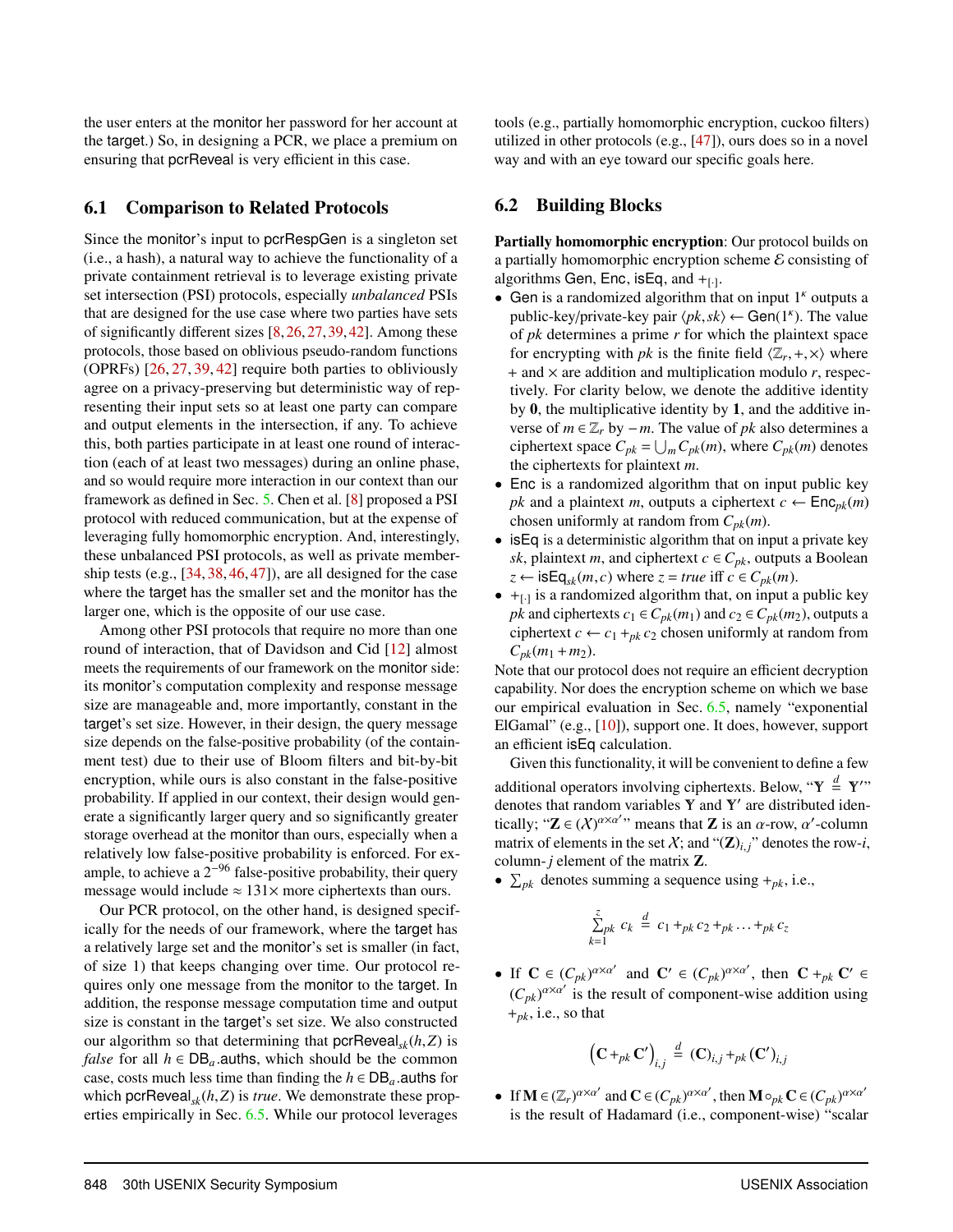the user enters at the monitor her password for her account at the target.) So, in designing a PCR, we place a premium on ensuring that pcrReveal is very efficient in this case.

## 6.1 Comparison to Related Protocols

Since the monitor's input to pcrRespGen is a singleton set (i.e., a hash), a natural way to achieve the functionality of a private containment retrieval is to leverage existing private set intersection (PSI) protocols, especially *unbalanced* PSIs that are designed for the use case where two parties have sets of significantly different sizes [8, 26, 27, 39, 42]. Among these protocols, those based on oblivious pseudo-random functions (OPRFs) [26, 27, 39, 42] require both parties to obliviously agree on a privacy-preserving but deterministic way of representing their input sets so at least one party can compare and output elements in the intersection, if any. To achieve this, both parties participate in at least one round of interaction (each of at least two messages) during an online phase, and so would require more interaction in our context than our framework as defined in Sec. 5. Chen et al. [8] proposed a PSI protocol with reduced communication, but at the expense of leveraging fully homomorphic encryption. And, interestingly, these unbalanced PSI protocols, as well as private membership tests (e.g., [34, 38, 46, 47]), are all designed for the case where the target has the smaller set and the monitor has the larger one, which is the opposite of our use case.

Among other PSI protocols that require no more than one round of interaction, that of Davidson and Cid [12] almost meets the requirements of our framework on the monitor side: its monitor's computation complexity and response message size are manageable and, more importantly, constant in the target's set size. However, in their design, the query message size depends on the false-positive probability (of the containment test) due to their use of Bloom filters and bit-by-bit encryption, while ours is also constant in the false-positive probability. If applied in our context, their design would generate a significantly larger query and so significantly greater storage overhead at the monitor than ours, especially when a relatively low false-positive probability is enforced. For example, to achieve a $2^{-96}$ false-positive probability, their query message would include $\approx 131\times$ more ciphertexts than ours.

Our PCR protocol, on the other hand, is designed specifically for the needs of our framework, where the target has a relatively large set and the monitor's set is smaller (in fact, of size 1) that keeps changing over time. Our protocol requires only one message from the monitor to the target. In addition, the response message computation time and output size is constant in the target's set size. We also constructed our algorithm so that determining that $\mathsf{pcrReveal}_{sk}(h, Z)$ is *false* for all $h \in \mathsf{DB}_a.\mathsf{auths}$, which should be the common case, costs much less time than finding the $h \in \mathsf{DB}_a.\mathsf{auths}$ for which $\mathsf{pcrReveal}_{sk}(h, Z)$ is *true*. We demonstrate these properties empirically in Sec. 6.5. While our protocol leverages tools (e.g., partially homomorphic encryption, cuckoo filters) utilized in other protocols (e.g., [47]), ours does so in a novel way and with an eye toward our specific goals here.

## 6.2 Building Blocks

**Partially homomorphic encryption**: Our protocol builds on a partially homomorphic encryption scheme $\mathcal{E}$ consisting of algorithms Gen, Enc, isEq, and $+_{[\cdot]}$.

- Gen is a randomized algorithm that on input $1^\kappa$ outputs a public-key/private-key pair $\langle pk, sk\rangle \leftarrow \mathsf{Gen}(1^\kappa)$. The value of $pk$ determines a prime $r$ for which the plaintext space for encrypting with $pk$ is the finite field $\langle \mathbb{Z}_r, +, \times\rangle$ where $+$ and $\times$ are addition and multiplication modulo $r$, respectively. For clarity below, we denote the additive identity by $\mathbf{0}$, the multiplicative identity by $\mathbf{1}$, and the additive inverse of $m \in \mathbb{Z}_r$ by $-m$. The value of $pk$ also determines a ciphertext space $C_{pk} = \bigcup_m C_{pk}(m)$, where $C_{pk}(m)$ denotes the ciphertexts for plaintext $m$.
- Enc is a randomized algorithm that on input public key $pk$ and a plaintext $m$, outputs a ciphertext $c \leftarrow \mathsf{Enc}_{pk}(m)$ chosen uniformly at random from $C_{pk}(m)$.
- isEq is a deterministic algorithm that on input a private key $sk$, plaintext $m$, and ciphertext $c \in C_{pk}$, outputs a Boolean $z \leftarrow \mathsf{isEq}_{sk}(m, c)$ where $z = \mathit{true}$ iff $c \in C_{pk}(m)$.
- $+_{[\cdot]}$ is a randomized algorithm that, on input a public key $pk$ and ciphertexts $c_1 \in C_{pk}(m_1)$ and $c_2 \in C_{pk}(m_2)$, outputs a ciphertext $c \leftarrow c_1 +_{pk} c_2$ chosen uniformly at random from $C_{pk}(m_1 + m_2)$.

Note that our protocol does not require an efficient decryption capability. Nor does the encryption scheme on which we base our empirical evaluation in Sec. 6.5, namely "exponential ElGamal" (e.g., [10]), support one. It does, however, support an efficient isEq calculation.

Given this functionality, it will be convenient to define a few additional operators involving ciphertexts. Below, "$\mathbf{Y} \stackrel{d}{=} \mathbf{Y}'$" denotes that random variables $\mathbf{Y}$ and $\mathbf{Y}'$ are distributed identically; "$\mathbf{Z} \in (X)^{\alpha\times\alpha'}$" means that $\mathbf{Z}$ is an $\alpha$-row, $\alpha'$-column matrix of elements in the set $X$; and "$(\mathbf{Z})_{i,j}$" denotes the row-$i$, column-$j$ element of the matrix $\mathbf{Z}$.

- $\sum_{pk}$ denotes summing a sequence using $+_{pk}$, i.e.,

$$\sum_{k=1}^{z}{}_{pk}\; c_k \stackrel{d}{=} c_1 +_{pk} c_2 +_{pk} \ldots +_{pk} c_z$$

- If $\mathbf{C} \in (C_{pk})^{\alpha\times\alpha'}$ and $\mathbf{C}' \in (C_{pk})^{\alpha\times\alpha'}$, then $\mathbf{C} +_{pk} \mathbf{C}' \in (C_{pk})^{\alpha\times\alpha'}$ is the result of component-wise addition using $+_{pk}$, i.e., so that

$$\left(\mathbf{C} +_{pk} \mathbf{C}'\right)_{i,j} \stackrel{d}{=} (\mathbf{C})_{i,j} +_{pk} (\mathbf{C}')_{i,j}$$

- If $\mathbf{M} \in (\mathbb{Z}_r)^{\alpha\times\alpha'}$ and $\mathbf{C} \in (C_{pk})^{\alpha\times\alpha'}$, then $\mathbf{M} \circ_{pk} \mathbf{C} \in (C_{pk})^{\alpha\times\alpha'}$ is the result of Hadamard (i.e., component-wise) "scalar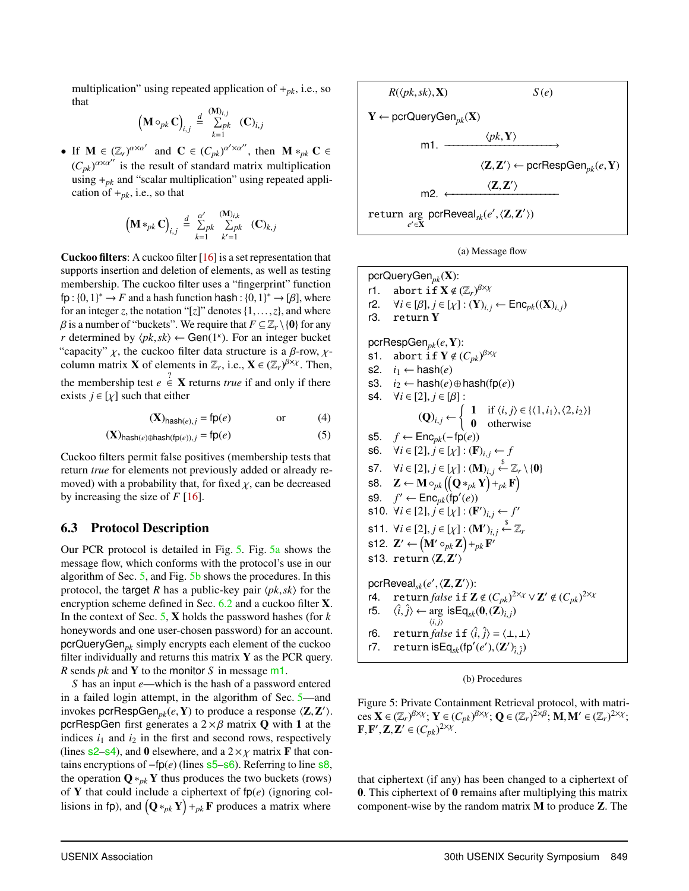multiplication" using repeated application of $+_{pk}$, i.e., so that

$$\left(\mathbf{M} \circ_{pk} \mathbf{C}\right)_{i,j} \stackrel{d}{=} \sum_{k=1}^{(\mathbf{M})_{i,j}}{}_{pk} \; (\mathbf{C})_{i,j}$$

- If $\mathbf{M} \in (\mathbb{Z}_r)^{\alpha \times \alpha'}$ and $\mathbf{C} \in (C_{pk})^{\alpha' \times \alpha''}$, then $\mathbf{M} *_{pk} \mathbf{C} \in (C_{pk})^{\alpha \times \alpha''}$ is the result of standard matrix multiplication using $+_{pk}$ and "scalar multiplication" using repeated application of $+_{pk}$, i.e., so that

$$\left(\mathbf{M} *_{pk} \mathbf{C}\right)_{i,j} \stackrel{d}{=} \sum_{k=1}^{\alpha'}{}_{pk} \sum_{k'=1}^{(\mathbf{M})_{i,k}}{}_{pk} \; (\mathbf{C})_{k,j}$$

**Cuckoo filters**: A cuckoo filter [16] is a set representation that supports insertion and deletion of elements, as well as testing membership. The cuckoo filter uses a "fingerprint" function $\mathsf{fp} : \{0,1\}^* \to F$ and a hash function $\mathsf{hash} : \{0,1\}^* \to [\beta]$, where for an integer $z$, the notation "$[z]$" denotes $\{1,\ldots,z\}$, and where $\beta$ is a number of "buckets". We require that $F \subseteq \mathbb{Z}_r \setminus \{\mathbf{0}\}$ for any $r$ determined by $\langle pk, sk\rangle \leftarrow \mathsf{Gen}(1^\kappa)$. For an integer bucket "capacity" $\chi$, the cuckoo filter data structure is a $\beta$-row, $\chi$-column matrix $\mathbf{X}$ of elements in $\mathbb{Z}_r$, i.e., $\mathbf{X} \in (\mathbb{Z}_r)^{\beta \times \chi}$. Then, the membership test $e \stackrel{?}{\in} \mathbf{X}$ returns *true* if and only if there exists $j \in [\chi]$ such that either

$$(\mathbf{X})_{\mathsf{hash}(e),j} = \mathsf{fp}(e) \qquad \text{or} \tag{4}$$

$$(\mathbf{X})_{\mathsf{hash}(e) \oplus \mathsf{hash}(\mathsf{fp}(e)),j} = \mathsf{fp}(e) \tag{5}$$

Cuckoo filters permit false positives (membership tests that return *true* for elements not previously added or already removed) with a probability that, for fixed $\chi$, can be decreased by increasing the size of $F$ [16].

### 6.3 Protocol Description

Our PCR protocol is detailed in Fig. 5. Fig. 5a shows the message flow, which conforms with the protocol's use in our algorithm of Sec. 5, and Fig. 5b shows the procedures. In this protocol, the target $R$ has a public-key pair $\langle pk, sk\rangle$ for the encryption scheme defined in Sec. 6.2 and a cuckoo filter $\mathbf{X}$. In the context of Sec. 5, $\mathbf{X}$ holds the password hashes (for $k$ honeywords and one user-chosen password) for an account. $\mathsf{pcrQueryGen}_{pk}$ simply encrypts each element of the cuckoo filter individually and returns this matrix $\mathbf{Y}$ as the PCR query. $R$ sends $pk$ and $\mathbf{Y}$ to the monitor $S$ in message m1.

$S$ has an input $e$—which is the hash of a password entered in a failed login attempt, in the algorithm of Sec. 5—and invokes $\mathsf{pcrRespGen}_{pk}(e, \mathbf{Y})$ to produce a response $\langle \mathbf{Z}, \mathbf{Z}'\rangle$. $\mathsf{pcrRespGen}$ first generates a $2 \times \beta$ matrix $\mathbf{Q}$ with $\mathbf{1}$ at the indices $i_1$ and $i_2$ in the first and second rows, respectively (lines s2–s4), and $\mathbf{0}$ elsewhere, and a $2 \times \chi$ matrix $\mathbf{F}$ that contains encryptions of $-\mathsf{fp}(e)$ (lines s5–s6). Referring to line s8, the operation $\mathbf{Q} *_{pk} \mathbf{Y}$ thus produces the two buckets (rows) of $\mathbf{Y}$ that could include a ciphertext of $\mathsf{fp}(e)$ (ignoring collisions in fp), and $\left(\mathbf{Q} *_{pk} \mathbf{Y}\right) +_{pk} \mathbf{F}$ produces a matrix where that ciphertext (if any) has been changed to a ciphertext of $\mathbf{0}$. This ciphertext of $\mathbf{0}$ remains after multiplying this matrix component-wise by the random matrix $\mathbf{M}$ to produce $\mathbf{Z}$. The

---

$R(\langle pk, sk\rangle, \mathbf{X})$ $\qquad\qquad$ $S(e)$

$\mathbf{Y} \leftarrow \mathsf{pcrQueryGen}_{pk}(\mathbf{X})$

m1. $\xrightarrow{\quad \langle pk, \mathbf{Y}\rangle \quad}$

$\qquad\qquad$ $\langle \mathbf{Z}, \mathbf{Z}'\rangle \leftarrow \mathsf{pcrRespGen}_{pk}(e, \mathbf{Y})$

m2. $\xleftarrow{\quad \langle \mathbf{Z}, \mathbf{Z}'\rangle \quad}$

$\mathtt{return}\ \underset{e' \in \mathbf{X}}{\arg}\ \mathsf{pcrReveal}_{sk}(e', \langle \mathbf{Z}, \mathbf{Z}'\rangle)$

(a) Message flow

$\mathsf{pcrQueryGen}_{pk}(\mathbf{X})$:
- r1. abort if $\mathbf{X} \notin (\mathbb{Z}_r)^{\beta \times \chi}$
- r2. $\forall i \in [\beta], j \in [\chi] : (\mathbf{Y})_{i,j} \leftarrow \mathsf{Enc}_{pk}((\mathbf{X})_{i,j})$
- r3. return $\mathbf{Y}$

$\mathsf{pcrRespGen}_{pk}(e, \mathbf{Y})$:
- s1. abort if $\mathbf{Y} \notin (C_{pk})^{\beta \times \chi}$
- s2. $i_1 \leftarrow \mathsf{hash}(e)$
- s3. $i_2 \leftarrow \mathsf{hash}(e) \oplus \mathsf{hash}(\mathsf{fp}(e))$
- s4. $\forall i \in [2], j \in [\beta]$ : $(\mathbf{Q})_{i,j} \leftarrow \begin{cases} \mathbf{1} & \text{if } \langle i,j\rangle \in \{\langle 1,i_1\rangle, \langle 2,i_2\rangle\} \\ \mathbf{0} & \text{otherwise} \end{cases}$
- s5. $f \leftarrow \mathsf{Enc}_{pk}(-\mathsf{fp}(e))$
- s6. $\forall i \in [2], j \in [\chi] : (\mathbf{F})_{i,j} \leftarrow f$
- s7. $\forall i \in [2], j \in [\chi] : (\mathbf{M})_{i,j} \xleftarrow{\$} \mathbb{Z}_r \setminus \{\mathbf{0}\}$
- s8. $\mathbf{Z} \leftarrow \mathbf{M} \circ_{pk} \left(\left(\mathbf{Q} *_{pk} \mathbf{Y}\right) +_{pk} \mathbf{F}\right)$
- s9. $f' \leftarrow \mathsf{Enc}_{pk}(\mathsf{fp}'(e))$
- s10. $\forall i \in [2], j \in [\chi] : (\mathbf{F}')_{i,j} \leftarrow f'$
- s11. $\forall i \in [2], j \in [\chi] : (\mathbf{M}')_{i,j} \xleftarrow{\$} \mathbb{Z}_r$
- s12. $\mathbf{Z}' \leftarrow \left(\mathbf{M}' \circ_{pk} \mathbf{Z}\right) +_{pk} \mathbf{F}'$
- s13. return $\langle \mathbf{Z}, \mathbf{Z}'\rangle$

$\mathsf{pcrReveal}_{sk}(e', \langle \mathbf{Z}, \mathbf{Z}'\rangle)$:
- r4. return *false* if $\mathbf{Z} \notin (C_{pk})^{2 \times \chi} \vee \mathbf{Z}' \notin (C_{pk})^{2 \times \chi}$
- r5. $\langle \hat{i}, \hat{j}\rangle \leftarrow \underset{\langle i,j\rangle}{\arg}\ \mathsf{isEq}_{sk}(\mathbf{0}, (\mathbf{Z})_{i,j})$
- r6. return *false* if $\langle \hat{i}, \hat{j}\rangle = \langle \perp, \perp\rangle$
- r7. return $\mathsf{isEq}_{sk}(\mathsf{fp}'(e'), (\mathbf{Z}')_{\hat{i},\hat{j}})$

(b) Procedures

Figure 5: Private Containment Retrieval protocol, with matrices $\mathbf{X} \in (\mathbb{Z}_r)^{\beta \times \chi}$; $\mathbf{Y} \in (C_{pk})^{\beta \times \chi}$; $\mathbf{Q} \in (\mathbb{Z}_r)^{2 \times \beta}$; $\mathbf{M}, \mathbf{M}' \in (\mathbb{Z}_r)^{2 \times \chi}$; $\mathbf{F}, \mathbf{F}', \mathbf{Z}, \mathbf{Z}' \in (C_{pk})^{2 \times \chi}$.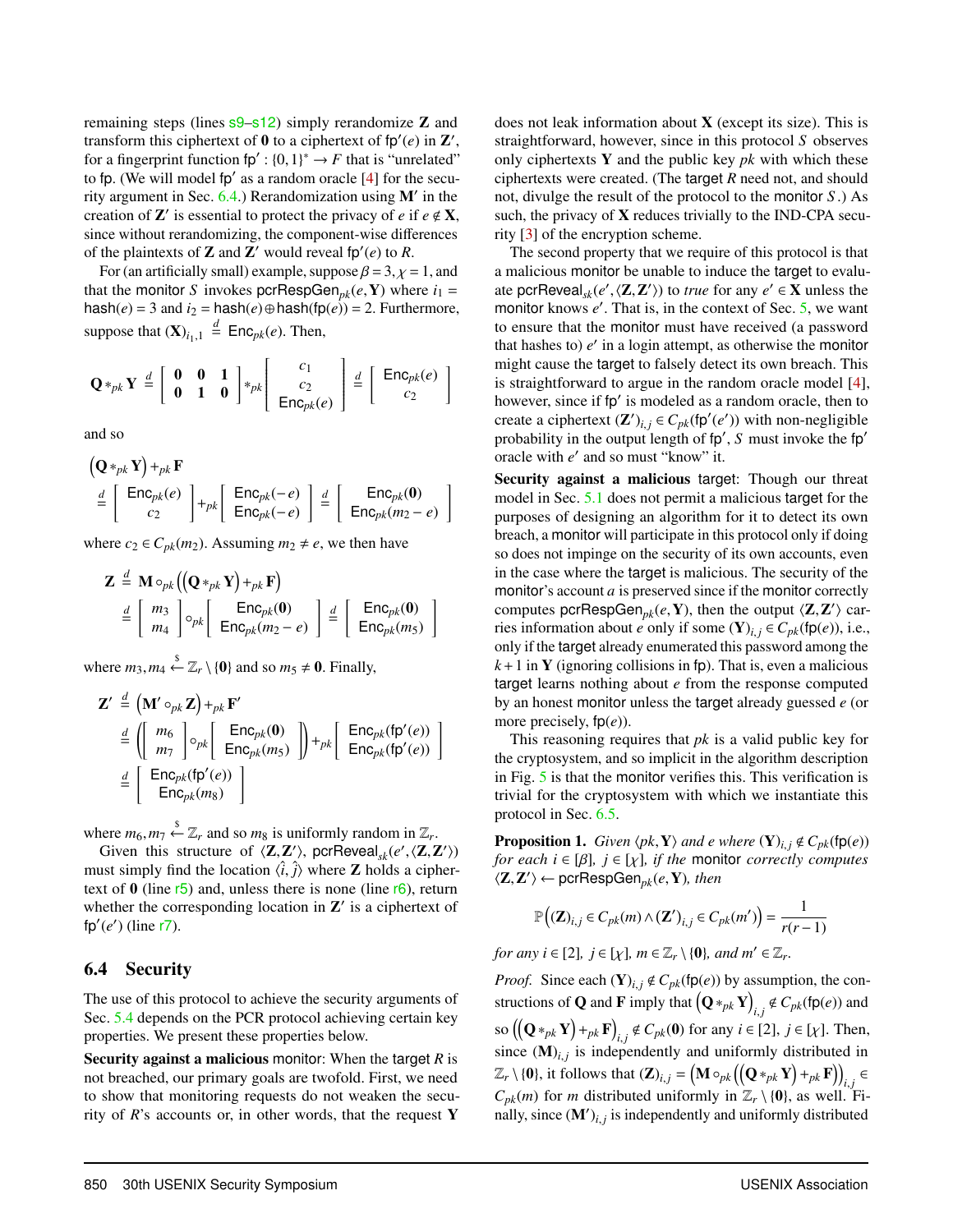remaining steps (lines s9–s12) simply rerandomize $\mathbf{Z}$ and transform this ciphertext of $\mathbf{0}$ to a ciphertext of $\mathsf{fp}'(e)$ in $\mathbf{Z}'$, for a fingerprint function $\mathsf{fp}' : \{0,1\}^* \rightarrow F$ that is "unrelated" to $\mathsf{fp}$. (We will model $\mathsf{fp}'$ as a random oracle [4] for the security argument in Sec. 6.4.) Rerandomization using $\mathbf{M}'$ in the creation of $\mathbf{Z}'$ is essential to protect the privacy of $e$ if $e \notin \mathbf{X}$, since without rerandomizing, the component-wise differences of the plaintexts of $\mathbf{Z}$ and $\mathbf{Z}'$ would reveal $\mathsf{fp}'(e)$ to $R$.

For (an artificially small) example, suppose $\beta = 3, \chi = 1$, and that the monitor $S$ invokes $\mathsf{pcrRespGen}_{pk}(e, \mathbf{Y})$ where $i_1 = \mathsf{hash}(e) = 3$ and $i_2 = \mathsf{hash}(e) \oplus \mathsf{hash}(\mathsf{fp}(e)) = 2$. Furthermore, suppose that $(\mathbf{X})_{i_1,1} \stackrel{d}{=} \mathsf{Enc}_{pk}(e)$. Then,

$$\mathbf{Q} *_{pk} \mathbf{Y} \stackrel{d}{=} \begin{bmatrix} \mathbf{0} & \mathbf{0} & \mathbf{1} \\ \mathbf{0} & \mathbf{1} & \mathbf{0} \end{bmatrix} *_{pk} \begin{bmatrix} c_1 \\ c_2 \\ \mathsf{Enc}_{pk}(e) \end{bmatrix} \stackrel{d}{=} \begin{bmatrix} \mathsf{Enc}_{pk}(e) \\ c_2 \end{bmatrix}$$

and so

$$\begin{aligned}
&\left(\mathbf{Q} *_{pk} \mathbf{Y}\right) +_{pk} \mathbf{F} \\
&\stackrel{d}{=} \begin{bmatrix} \mathsf{Enc}_{pk}(e) \\ c_2 \end{bmatrix} +_{pk} \begin{bmatrix} \mathsf{Enc}_{pk}(-e) \\ \mathsf{Enc}_{pk}(-e) \end{bmatrix} \stackrel{d}{=} \begin{bmatrix} \mathsf{Enc}_{pk}(\mathbf{0}) \\ \mathsf{Enc}_{pk}(m_2 - e) \end{bmatrix}
\end{aligned}$$

where $c_2 \in C_{pk}(m_2)$. Assuming $m_2 \neq e$, we then have

$$\begin{aligned}
\mathbf{Z} &\stackrel{d}{=} \mathbf{M} \circ_{pk} \left(\left(\mathbf{Q} *_{pk} \mathbf{Y}\right) +_{pk} \mathbf{F}\right) \\
&\stackrel{d}{=} \begin{bmatrix} m_3 \\ m_4 \end{bmatrix} \circ_{pk} \begin{bmatrix} \mathsf{Enc}_{pk}(\mathbf{0}) \\ \mathsf{Enc}_{pk}(m_2 - e) \end{bmatrix} \stackrel{d}{=} \begin{bmatrix} \mathsf{Enc}_{pk}(\mathbf{0}) \\ \mathsf{Enc}_{pk}(m_5) \end{bmatrix}
\end{aligned}$$

where $m_3, m_4 \stackrel{\$}{\leftarrow} \mathbb{Z}_r \setminus \{\mathbf{0}\}$ and so $m_5 \neq \mathbf{0}$. Finally,

$$\begin{aligned}
\mathbf{Z}' &\stackrel{d}{=} \left(\mathbf{M}' \circ_{pk} \mathbf{Z}\right) +_{pk} \mathbf{F}' \\
&\stackrel{d}{=} \left(\begin{bmatrix} m_6 \\ m_7 \end{bmatrix} \circ_{pk} \begin{bmatrix} \mathsf{Enc}_{pk}(\mathbf{0}) \\ \mathsf{Enc}_{pk}(m_5) \end{bmatrix}\right) +_{pk} \begin{bmatrix} \mathsf{Enc}_{pk}(\mathsf{fp}'(e)) \\ \mathsf{Enc}_{pk}(\mathsf{fp}'(e)) \end{bmatrix} \\
&\stackrel{d}{=} \begin{bmatrix} \mathsf{Enc}_{pk}(\mathsf{fp}'(e)) \\ \mathsf{Enc}_{pk}(m_8) \end{bmatrix}
\end{aligned}$$

where $m_6, m_7 \stackrel{\$}{\leftarrow} \mathbb{Z}_r$ and so $m_8$ is uniformly random in $\mathbb{Z}_r$.

Given this structure of $\langle \mathbf{Z}, \mathbf{Z}' \rangle$, $\mathsf{pcrReveal}_{sk}(e', \langle \mathbf{Z}, \mathbf{Z}' \rangle)$ must simply find the location $\langle \hat{i}, \hat{j} \rangle$ where $\mathbf{Z}$ holds a ciphertext of $\mathbf{0}$ (line r5) and, unless there is none (line r6), return whether the corresponding location in $\mathbf{Z}'$ is a ciphertext of $\mathsf{fp}'(e')$ (line r7).

### 6.4 Security

The use of this protocol to achieve the security arguments of Sec. 5.4 depends on the PCR protocol achieving certain key properties. We present these properties below.

**Security against a malicious monitor**: When the target $R$ is not breached, our primary goals are twofold. First, we need to show that monitoring requests do not weaken the security of $R$'s accounts or, in other words, that the request $\mathbf{Y}$ does not leak information about $\mathbf{X}$ (except its size). This is straightforward, however, since in this protocol $S$ observes only ciphertexts $\mathbf{Y}$ and the public key $pk$ with which these ciphertexts were created. (The target $R$ need not, and should not, divulge the result of the protocol to the monitor $S$.) As such, the privacy of $\mathbf{X}$ reduces trivially to the IND-CPA security [3] of the encryption scheme.

The second property that we require of this protocol is that a malicious monitor be unable to induce the target to evaluate $\mathsf{pcrReveal}_{sk}(e', \langle \mathbf{Z}, \mathbf{Z}' \rangle)$ to *true* for any $e' \in \mathbf{X}$ unless the monitor knows $e'$. That is, in the context of Sec. 5, we want to ensure that the monitor must have received (a password that hashes to) $e'$ in a login attempt, as otherwise the monitor might cause the target to falsely detect its own breach. This is straightforward to argue in the random oracle model [4], however, since if $\mathsf{fp}'$ is modeled as a random oracle, then to create a ciphertext $(\mathbf{Z}')_{i,j} \in C_{pk}(\mathsf{fp}'(e'))$ with non-negligible probability in the output length of $\mathsf{fp}'$, $S$ must invoke the $\mathsf{fp}'$ oracle with $e'$ and so must "know" it.

**Security against a malicious target**: Though our threat model in Sec. 5.1 does not permit a malicious target for the purposes of designing an algorithm for it to detect its own breach, a monitor will participate in this protocol only if doing so does not impinge on the security of its own accounts, even in the case where the target is malicious. The security of the monitor's account $a$ is preserved since if the monitor correctly computes $\mathsf{pcrRespGen}_{pk}(e, \mathbf{Y})$, then the output $\langle \mathbf{Z}, \mathbf{Z}' \rangle$ carries information about $e$ only if some $(\mathbf{Y})_{i,j} \in C_{pk}(\mathsf{fp}(e))$, i.e., only if the target already enumerated this password among the $k+1$ in $\mathbf{Y}$ (ignoring collisions in $\mathsf{fp}$). That is, even a malicious target learns nothing about $e$ from the response computed by an honest monitor unless the target already guessed $e$ (or more precisely, $\mathsf{fp}(e)$).

This reasoning requires that $pk$ is a valid public key for the cryptosystem, and so implicit in the algorithm description in Fig. 5 is that the monitor verifies this. This verification is trivial for the cryptosystem with which we instantiate this protocol in Sec. 6.5.

**Proposition 1.** *Given $\langle pk, \mathbf{Y} \rangle$ and $e$ where $(\mathbf{Y})_{i,j} \notin C_{pk}(\mathsf{fp}(e))$ for each $i \in [\beta]$, $j \in [\chi]$, if the monitor correctly computes $\langle \mathbf{Z}, \mathbf{Z}' \rangle \leftarrow \mathsf{pcrRespGen}_{pk}(e, \mathbf{Y})$, then*

$$\mathbb{P}\left((\mathbf{Z})_{i,j} \in C_{pk}(m) \wedge (\mathbf{Z}')_{i,j} \in C_{pk}(m')\right) = \frac{1}{r(r-1)}$$

*for any $i \in [2]$, $j \in [\chi]$, $m \in \mathbb{Z}_r \setminus \{\mathbf{0}\}$, and $m' \in \mathbb{Z}_r$.*

*Proof.* Since each $(\mathbf{Y})_{i,j} \notin C_{pk}(\mathsf{fp}(e))$ by assumption, the constructions of $\mathbf{Q}$ and $\mathbf{F}$ imply that $\left(\mathbf{Q} *_{pk} \mathbf{Y}\right)_{i,j} \notin C_{pk}(\mathsf{fp}(e))$ and so $\left(\left(\mathbf{Q} *_{pk} \mathbf{Y}\right) +_{pk} \mathbf{F}\right)_{i,j} \notin C_{pk}(\mathbf{0})$ for any $i \in [2]$, $j \in [\chi]$. Then, since $(\mathbf{M})_{i,j}$ is independently and uniformly distributed in $\mathbb{Z}_r \setminus \{\mathbf{0}\}$, it follows that $(\mathbf{Z})_{i,j} = \left(\mathbf{M} \circ_{pk} \left(\left(\mathbf{Q} *_{pk} \mathbf{Y}\right) +_{pk} \mathbf{F}\right)\right)_{i,j} \in C_{pk}(m)$ for $m$ distributed uniformly in $\mathbb{Z}_r \setminus \{\mathbf{0}\}$, as well. Finally, since $(\mathbf{M}')_{i,j}$ is independently and uniformly distributed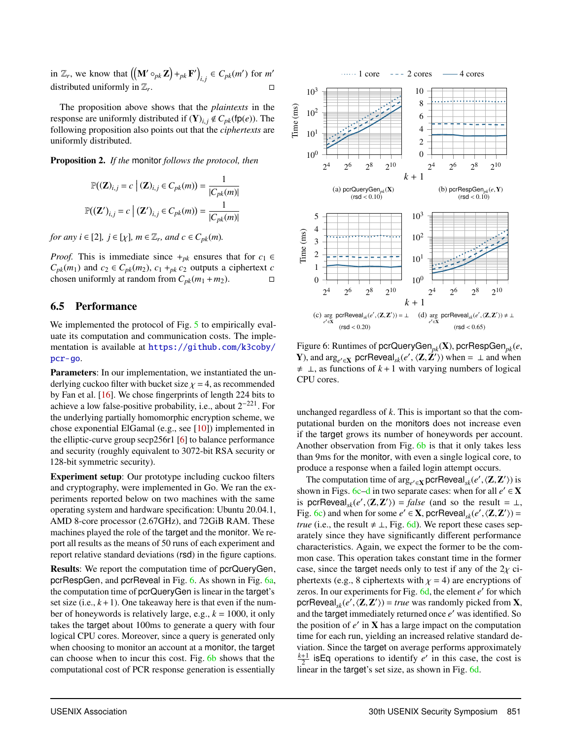in $\mathbb{Z}_r$, we know that $\left(\left(\mathbf{M}' \circ_{pk} \mathbf{Z}\right) +_{pk} \mathbf{F}'\right)_{i,j} \in C_{pk}(m')$ for $m'$ distributed uniformly in $\mathbb{Z}_r$. □

The proposition above shows that the *plaintexts* in the response are uniformly distributed if $(\mathbf{Y})_{i,j} \notin C_{pk}(\mathsf{fp}(e))$. The following proposition also points out that the *ciphertexts* are uniformly distributed.

**Proposition 2.** *If the* monitor *follows the protocol, then*

$$\mathbb{P}((\mathbf{Z})_{i,j} = c \mid (\mathbf{Z})_{i,j} \in C_{pk}(m)) = \frac{1}{|C_{pk}(m)|}$$

$$\mathbb{P}((\mathbf{Z}')_{i,j} = c \mid (\mathbf{Z}')_{i,j} \in C_{pk}(m)) = \frac{1}{|C_{pk}(m)|}$$

*for any $i \in [2]$, $j \in [\chi]$, $m \in \mathbb{Z}_r$, and $c \in C_{pk}(m)$.*

*Proof.* This is immediate since $+_{pk}$ ensures that for $c_1 \in C_{pk}(m_1)$ and $c_2 \in C_{pk}(m_2)$, $c_1 +_{pk} c_2$ outputs a ciphertext $c$ chosen uniformly at random from $C_{pk}(m_1 + m_2)$. □

## 6.5 Performance

We implemented the protocol of Fig. 5 to empirically evaluate its computation and communication costs. The implementation is available at https://github.com/k3coby/pcr-go.

**Parameters**: In our implementation, we instantiated the underlying cuckoo filter with bucket size $\chi = 4$, as recommended by Fan et al. [16]. We chose fingerprints of length 224 bits to achieve a low false-positive probability, i.e., about $2^{-221}$. For the underlying partially homomorphic encryption scheme, we chose exponential ElGamal (e.g., see [10]) implemented in the elliptic-curve group secp256r1 [6] to balance performance and security (roughly equivalent to 3072-bit RSA security or 128-bit symmetric security).

**Experiment setup**: Our prototype including cuckoo filters and cryptography, were implemented in Go. We ran the experiments reported below on two machines with the same operating system and hardware specification: Ubuntu 20.04.1, AMD 8-core processor (2.67GHz), and 72GiB RAM. These machines played the role of the target and the monitor. We report all results as the means of 50 runs of each experiment and report relative standard deviations (rsd) in the figure captions.

**Results**: We report the computation time of pcrQueryGen, pcrRespGen, and pcrReveal in Fig. 6. As shown in Fig. 6a, the computation time of pcrQueryGen is linear in the target's set size (i.e., $k+1$). One takeaway here is that even if the number of honeywords is relatively large, e.g., $k = 1000$, it only takes the target about 100ms to generate a query with four logical CPU cores. Moreover, since a query is generated only when choosing to monitor an account at a monitor, the target can choose when to incur this cost. Fig. 6b shows that the computational cost of PCR response generation is essentially unchanged regardless of $k$. This is important so that the computational burden on the monitors does not increase even if the target grows its number of honeywords per account. Another observation from Fig. 6b is that it only takes less than 9ms for the monitor, with even a single logical core, to produce a response when a failed login attempt occurs.

(a) $\mathsf{pcrQueryGen}_{pk}(\mathbf{X})$ (rsd < 0.10)

(b) $\mathsf{pcrRespGen}_{pk}(e, \mathbf{Y})$ (rsd < 0.10)

(c) $\arg_{e' \in \mathbf{X}} \mathsf{pcrReveal}_{sk}(e', \langle \mathbf{Z}, \mathbf{Z}' \rangle) = \perp$ (rsd < 0.20)

(d) $\arg_{e' \in \mathbf{X}} \mathsf{pcrReveal}_{sk}(e', \langle \mathbf{Z}, \mathbf{Z}' \rangle) \neq \perp$ (rsd < 0.65)

Figure 6: Runtimes of $\mathsf{pcrQueryGen}_{pk}(\mathbf{X})$, $\mathsf{pcrRespGen}_{pk}(e, \mathbf{Y})$, and $\arg_{e' \in \mathbf{X}} \mathsf{pcrReveal}_{sk}(e', \langle \mathbf{Z}, \mathbf{Z}' \rangle)$ when $= \perp$ and when $\neq \perp$, as functions of $k+1$ with varying numbers of logical CPU cores.

The computation time of $\arg_{e' \in \mathbf{X}} \mathsf{pcrReveal}_{sk}(e', \langle \mathbf{Z}, \mathbf{Z}' \rangle)$ is shown in Figs. 6c–d in two separate cases: when for all $e' \in \mathbf{X}$ is $\mathsf{pcrReveal}_{sk}(e', \langle \mathbf{Z}, \mathbf{Z}' \rangle) = \mathit{false}$ (and so the result $= \perp$, Fig. 6c) and when for some $e' \in \mathbf{X}$, $\mathsf{pcrReveal}_{sk}(e', \langle \mathbf{Z}, \mathbf{Z}' \rangle) = \mathit{true}$ (i.e., the result $\neq \perp$, Fig. 6d). We report these cases separately since they have significantly different performance characteristics. Again, we expect the former to be the common case. This operation takes constant time in the former case, since the target needs only to test if any of the $2\chi$ ciphertexts (e.g., 8 ciphertexts with $\chi = 4$) are encryptions of zeros. In our experiments for Fig. 6d, the element $e'$ for which $\mathsf{pcrReveal}_{sk}(e', \langle \mathbf{Z}, \mathbf{Z}' \rangle) = \mathit{true}$ was randomly picked from $\mathbf{X}$, and the target immediately returned once $e'$ was identified. So the position of $e'$ in $\mathbf{X}$ has a large impact on the computation time for each run, yielding an increased relative standard deviation. Since the target on average performs approximately $\frac{k+1}{2}$ isEq operations to identify $e'$ in this case, the cost is linear in the target's set size, as shown in Fig. 6d.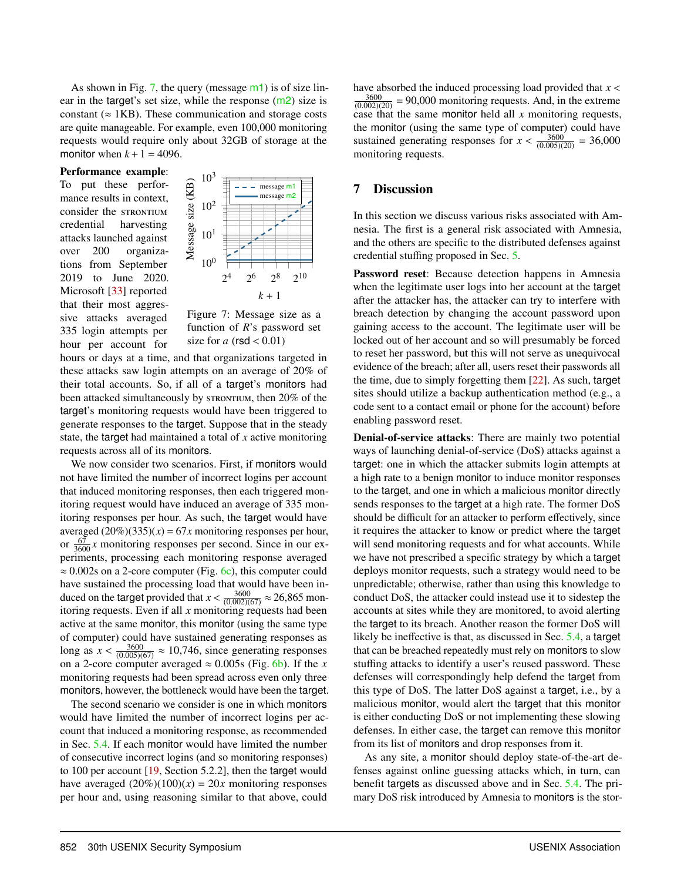As shown in Fig. 7, the query (message m1) is of size linear in the target's set size, while the response (m2) size is constant (≈ 1KB). These communication and storage costs are quite manageable. For example, even 100,000 monitoring requests would require only about 32GB of storage at the monitor when $k+1 = 4096$.

**Performance example**: To put these performance results in context, consider the STRONTIUM credential harvesting attacks launched against over 200 organizations from September 2019 to June 2020. Microsoft [33] reported that their most aggressive attacks averaged 335 login attempts per hour per account for hours or days at a time, and that organizations targeted in these attacks saw login attempts on an average of 20% of their total accounts. So, if all of a target's monitors had been attacked simultaneously by STRONTIUM, then 20% of the target's monitoring requests would have been triggered to generate responses to the target. Suppose that in the steady state, the target had maintained a total of $x$ active monitoring requests across all of its monitors.

Figure 7: Message size as a function of $R$'s password set size for $a$ (rsd < 0.01)

We now consider two scenarios. First, if monitors would not have limited the number of incorrect logins per account that induced monitoring responses, then each triggered monitoring request would have induced an average of 335 monitoring responses per hour. As such, the target would have averaged $(20\%)(335)(x) = 67x$ monitoring responses per hour, or $\frac{67}{3600}x$ monitoring responses per second. Since in our experiments, processing each monitoring response averaged ≈ 0.002s on a 2-core computer (Fig. 6c), this computer could have sustained the processing load that would have been induced on the target provided that $x < \frac{3600}{(0.002)(67)} \approx 26{,}865$ monitoring requests. Even if all $x$ monitoring requests had been active at the same monitor, this monitor (using the same type of computer) could have sustained generating responses as long as $x < \frac{3600}{(0.005)(67)} \approx 10{,}746$, since generating responses on a 2-core computer averaged ≈ 0.005s (Fig. 6b). If the $x$ monitoring requests had been spread across even only three monitors, however, the bottleneck would have been the target.

The second scenario we consider is one in which monitors would have limited the number of incorrect logins per account that induced a monitoring response, as recommended in Sec. 5.4. If each monitor would have limited the number of consecutive incorrect logins (and so monitoring responses) to 100 per account [19, Section 5.2.2], then the target would have averaged $(20\%)(100)(x) = 20x$ monitoring responses per hour and, using reasoning similar to that above, could have absorbed the induced processing load provided that $x < \frac{3600}{(0.002)(20)} = 90{,}000$ monitoring requests. And, in the extreme case that the same monitor held all $x$ monitoring requests, the monitor (using the same type of computer) could have sustained generating responses for $x < \frac{3600}{(0.005)(20)} = 36{,}000$ monitoring requests.

## 7 Discussion

In this section we discuss various risks associated with Amnesia. The first is a general risk associated with Amnesia, and the others are specific to the distributed defenses against credential stuffing proposed in Sec. 5.

**Password reset**: Because detection happens in Amnesia when the legitimate user logs into her account at the target after the attacker has, the attacker can try to interfere with breach detection by changing the account password upon gaining access to the account. The legitimate user will be locked out of her account and so will presumably be forced to reset her password, but this will not serve as unequivocal evidence of the breach; after all, users reset their passwords all the time, due to simply forgetting them [22]. As such, target sites should utilize a backup authentication method (e.g., a code sent to a contact email or phone for the account) before enabling password reset.

**Denial-of-service attacks**: There are mainly two potential ways of launching denial-of-service (DoS) attacks against a target: one in which the attacker submits login attempts at a high rate to a benign monitor to induce monitor responses to the target, and one in which a malicious monitor directly sends responses to the target at a high rate. The former DoS should be difficult for an attacker to perform effectively, since it requires the attacker to know or predict where the target will send monitoring requests and for what accounts. While we have not prescribed a specific strategy by which a target deploys monitor requests, such a strategy would need to be unpredictable; otherwise, rather than using this knowledge to conduct DoS, the attacker could instead use it to sidestep the accounts at sites while they are monitored, to avoid alerting the target to its breach. Another reason the former DoS will likely be ineffective is that, as discussed in Sec. 5.4, a target that can be breached repeatedly must rely on monitors to slow stuffing attacks to identify a user's reused password. These defenses will correspondingly help defend the target from this type of DoS. The latter DoS against a target, i.e., by a malicious monitor, would alert the target that this monitor is either conducting DoS or not implementing these slowing defenses. In either case, the target can remove this monitor from its list of monitors and drop responses from it.

As any site, a monitor should deploy state-of-the-art defenses against online guessing attacks which, in turn, can benefit targets as discussed above and in Sec. 5.4. The primary DoS risk introduced by Amnesia to monitors is the stor-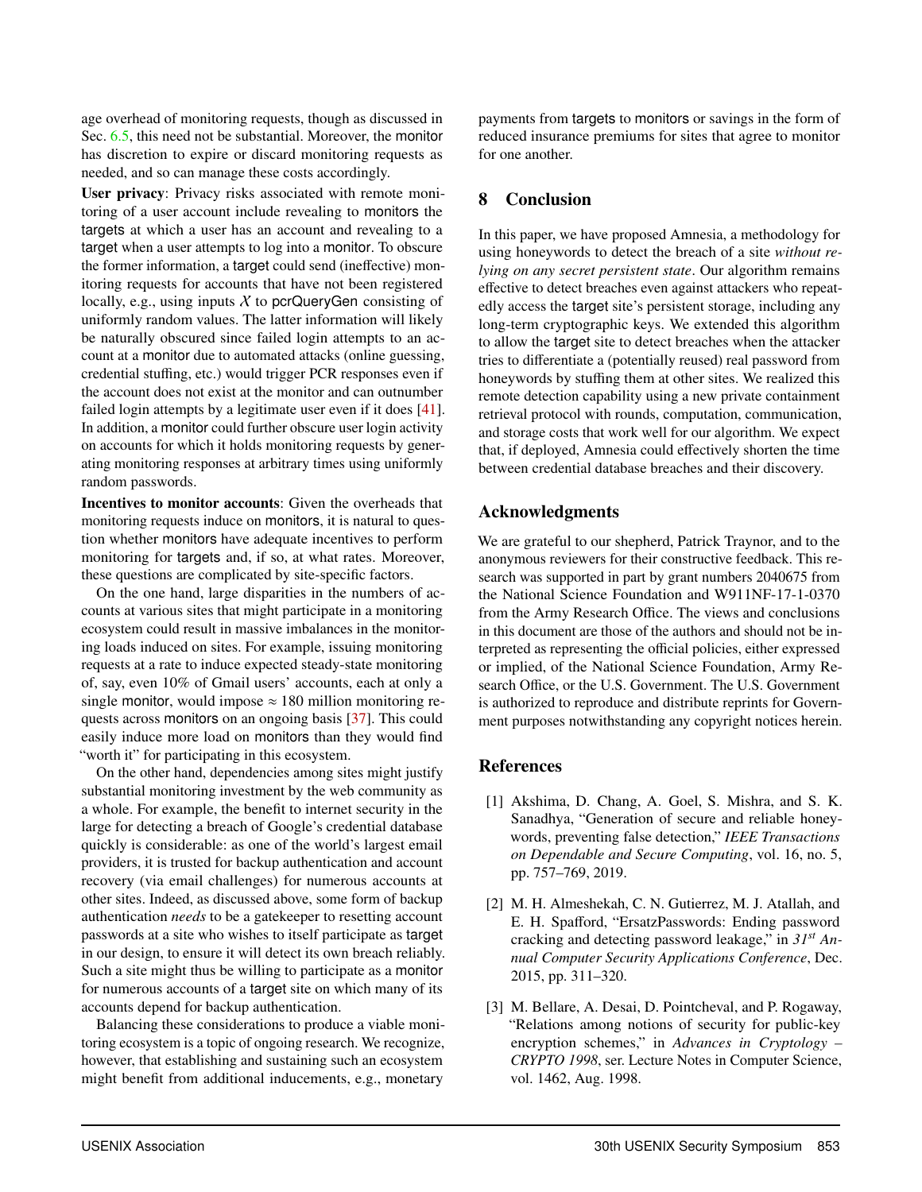age overhead of monitoring requests, though as discussed in Sec. 6.5, this need not be substantial. Moreover, the monitor has discretion to expire or discard monitoring requests as needed, and so can manage these costs accordingly.

**User privacy**: Privacy risks associated with remote monitoring of a user account include revealing to monitors the targets at which a user has an account and revealing to a target when a user attempts to log into a monitor. To obscure the former information, a target could send (ineffective) monitoring requests for accounts that have not been registered locally, e.g., using inputs $X$ to pcrQueryGen consisting of uniformly random values. The latter information will likely be naturally obscured since failed login attempts to an account at a monitor due to automated attacks (online guessing, credential stuffing, etc.) would trigger PCR responses even if the account does not exist at the monitor and can outnumber failed login attempts by a legitimate user even if it does [41]. In addition, a monitor could further obscure user login activity on accounts for which it holds monitoring requests by generating monitoring responses at arbitrary times using uniformly random passwords.

**Incentives to monitor accounts**: Given the overheads that monitoring requests induce on monitors, it is natural to question whether monitors have adequate incentives to perform monitoring for targets and, if so, at what rates. Moreover, these questions are complicated by site-specific factors.

On the one hand, large disparities in the numbers of accounts at various sites that might participate in a monitoring ecosystem could result in massive imbalances in the monitoring loads induced on sites. For example, issuing monitoring requests at a rate to induce expected steady-state monitoring of, say, even 10% of Gmail users' accounts, each at only a single monitor, would impose $\approx$ 180 million monitoring requests across monitors on an ongoing basis [37]. This could easily induce more load on monitors than they would find "worth it" for participating in this ecosystem.

On the other hand, dependencies among sites might justify substantial monitoring investment by the web community as a whole. For example, the benefit to internet security in the large for detecting a breach of Google's credential database quickly is considerable: as one of the world's largest email providers, it is trusted for backup authentication and account recovery (via email challenges) for numerous accounts at other sites. Indeed, as discussed above, some form of backup authentication *needs* to be a gatekeeper to resetting account passwords at a site who wishes to itself participate as target in our design, to ensure it will detect its own breach reliably. Such a site might thus be willing to participate as a monitor for numerous accounts of a target site on which many of its accounts depend for backup authentication.

Balancing these considerations to produce a viable monitoring ecosystem is a topic of ongoing research. We recognize, however, that establishing and sustaining such an ecosystem might benefit from additional inducements, e.g., monetary payments from targets to monitors or savings in the form of reduced insurance premiums for sites that agree to monitor for one another.

## 8 Conclusion

In this paper, we have proposed Amnesia, a methodology for using honeywords to detect the breach of a site *without relying on any secret persistent state*. Our algorithm remains effective to detect breaches even against attackers who repeatedly access the target site's persistent storage, including any long-term cryptographic keys. We extended this algorithm to allow the target site to detect breaches when the attacker tries to differentiate a (potentially reused) real password from honeywords by stuffing them at other sites. We realized this remote detection capability using a new private containment retrieval protocol with rounds, computation, communication, and storage costs that work well for our algorithm. We expect that, if deployed, Amnesia could effectively shorten the time between credential database breaches and their discovery.

## Acknowledgments

We are grateful to our shepherd, Patrick Traynor, and to the anonymous reviewers for their constructive feedback. This research was supported in part by grant numbers 2040675 from the National Science Foundation and W911NF-17-1-0370 from the Army Research Office. The views and conclusions in this document are those of the authors and should not be interpreted as representing the official policies, either expressed or implied, of the National Science Foundation, Army Research Office, or the U.S. Government. The U.S. Government is authorized to reproduce and distribute reprints for Government purposes notwithstanding any copyright notices herein.

## References

[1] Akshima, D. Chang, A. Goel, S. Mishra, and S. K. Sanadhya, "Generation of secure and reliable honeywords, preventing false detection," *IEEE Transactions on Dependable and Secure Computing*, vol. 16, no. 5, pp. 757–769, 2019.

[2] M. H. Almeshekah, C. N. Gutierrez, M. J. Atallah, and E. H. Spafford, "ErsatzPasswords: Ending password cracking and detecting password leakage," in *31st Annual Computer Security Applications Conference*, Dec. 2015, pp. 311–320.

[3] M. Bellare, A. Desai, D. Pointcheval, and P. Rogaway, "Relations among notions of security for public-key encryption schemes," in *Advances in Cryptology – CRYPTO 1998*, ser. Lecture Notes in Computer Science, vol. 1462, Aug. 1998.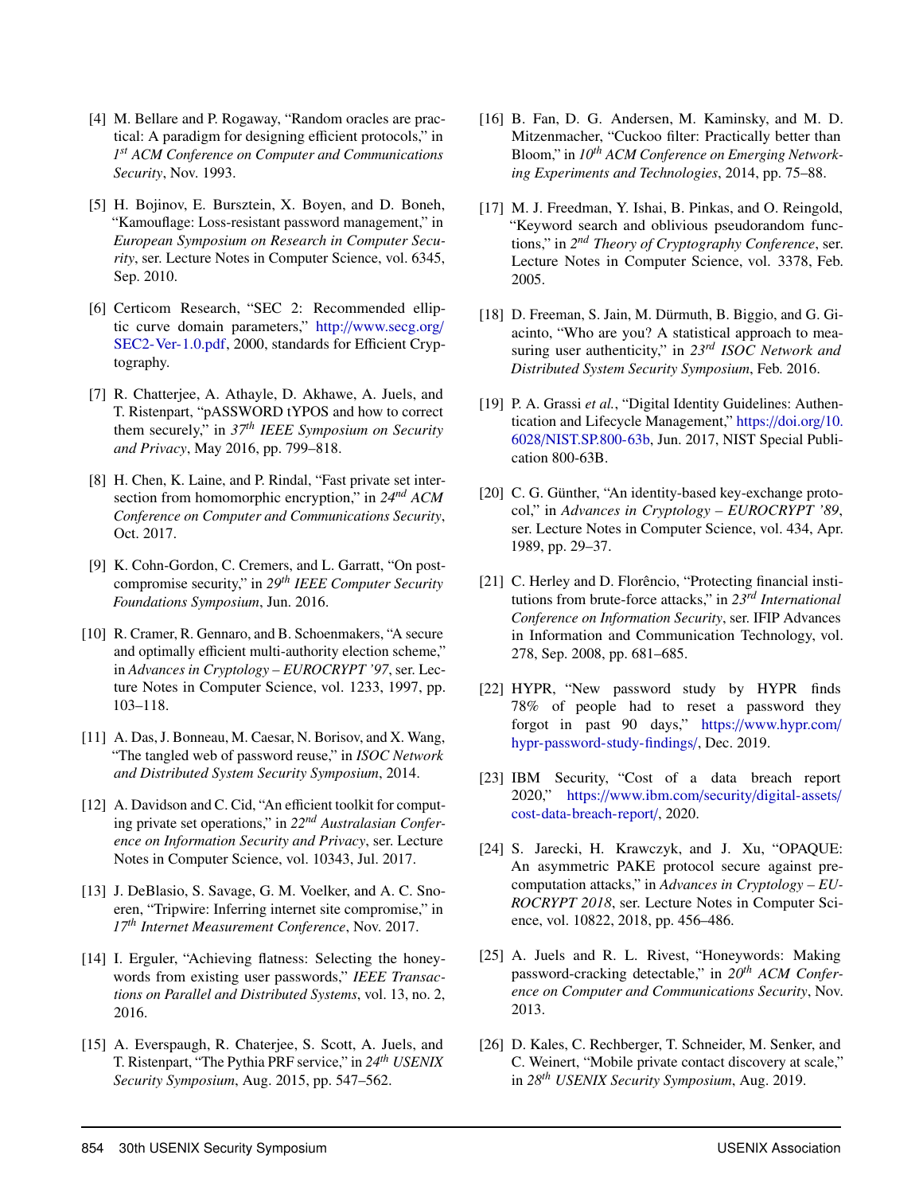[4] M. Bellare and P. Rogaway, "Random oracles are practical: A paradigm for designing efficient protocols," in *1st ACM Conference on Computer and Communications Security*, Nov. 1993.

[5] H. Bojinov, E. Bursztein, X. Boyen, and D. Boneh, "Kamouflage: Loss-resistant password management," in *European Symposium on Research in Computer Security*, ser. Lecture Notes in Computer Science, vol. 6345, Sep. 2010.

[6] Certicom Research, "SEC 2: Recommended elliptic curve domain parameters," http://www.secg.org/SEC2-Ver-1.0.pdf, 2000, standards for Efficient Cryptography.

[7] R. Chatterjee, A. Athayle, D. Akhawe, A. Juels, and T. Ristenpart, "pASSWORD tYPOS and how to correct them securely," in *37th IEEE Symposium on Security and Privacy*, May 2016, pp. 799–818.

[8] H. Chen, K. Laine, and P. Rindal, "Fast private set intersection from homomorphic encryption," in *24nd ACM Conference on Computer and Communications Security*, Oct. 2017.

[9] K. Cohn-Gordon, C. Cremers, and L. Garratt, "On post-compromise security," in *29th IEEE Computer Security Foundations Symposium*, Jun. 2016.

[10] R. Cramer, R. Gennaro, and B. Schoenmakers, "A secure and optimally efficient multi-authority election scheme," in *Advances in Cryptology – EUROCRYPT '97*, ser. Lecture Notes in Computer Science, vol. 1233, 1997, pp. 103–118.

[11] A. Das, J. Bonneau, M. Caesar, N. Borisov, and X. Wang, "The tangled web of password reuse," in *ISOC Network and Distributed System Security Symposium*, 2014.

[12] A. Davidson and C. Cid, "An efficient toolkit for computing private set operations," in *22nd Australasian Conference on Information Security and Privacy*, ser. Lecture Notes in Computer Science, vol. 10343, Jul. 2017.

[13] J. DeBlasio, S. Savage, G. M. Voelker, and A. C. Snoeren, "Tripwire: Inferring internet site compromise," in *17th Internet Measurement Conference*, Nov. 2017.

[14] I. Erguler, "Achieving flatness: Selecting the honeywords from existing user passwords," *IEEE Transactions on Parallel and Distributed Systems*, vol. 13, no. 2, 2016.

[15] A. Everspaugh, R. Chaterjee, S. Scott, A. Juels, and T. Ristenpart, "The Pythia PRF service," in *24th USENIX Security Symposium*, Aug. 2015, pp. 547–562.

[16] B. Fan, D. G. Andersen, M. Kaminsky, and M. D. Mitzenmacher, "Cuckoo filter: Practically better than Bloom," in *10th ACM Conference on Emerging Networking Experiments and Technologies*, 2014, pp. 75–88.

[17] M. J. Freedman, Y. Ishai, B. Pinkas, and O. Reingold, "Keyword search and oblivious pseudorandom functions," in *2nd Theory of Cryptography Conference*, ser. Lecture Notes in Computer Science, vol. 3378, Feb. 2005.

[18] D. Freeman, S. Jain, M. Dürmuth, B. Biggio, and G. Giacinto, "Who are you? A statistical approach to measuring user authenticity," in *23rd ISOC Network and Distributed System Security Symposium*, Feb. 2016.

[19] P. A. Grassi *et al.*, "Digital Identity Guidelines: Authentication and Lifecycle Management," https://doi.org/10.6028/NIST.SP.800-63b, Jun. 2017, NIST Special Publication 800-63B.

[20] C. G. Günther, "An identity-based key-exchange protocol," in *Advances in Cryptology – EUROCRYPT '89*, ser. Lecture Notes in Computer Science, vol. 434, Apr. 1989, pp. 29–37.

[21] C. Herley and D. Florêncio, "Protecting financial institutions from brute-force attacks," in *23rd International Conference on Information Security*, ser. IFIP Advances in Information and Communication Technology, vol. 278, Sep. 2008, pp. 681–685.

[22] HYPR, "New password study by HYPR finds 78% of people had to reset a password they forgot in past 90 days," https://www.hypr.com/hypr-password-study-findings/, Dec. 2019.

[23] IBM Security, "Cost of a data breach report 2020," https://www.ibm.com/security/digital-assets/cost-data-breach-report/, 2020.

[24] S. Jarecki, H. Krawczyk, and J. Xu, "OPAQUE: An asymmetric PAKE protocol secure against pre-computation attacks," in *Advances in Cryptology – EUROCRYPT 2018*, ser. Lecture Notes in Computer Science, vol. 10822, 2018, pp. 456–486.

[25] A. Juels and R. L. Rivest, "Honeywords: Making password-cracking detectable," in *20th ACM Conference on Computer and Communications Security*, Nov. 2013.

[26] D. Kales, C. Rechberger, T. Schneider, M. Senker, and C. Weinert, "Mobile private contact discovery at scale," in *28th USENIX Security Symposium*, Aug. 2019.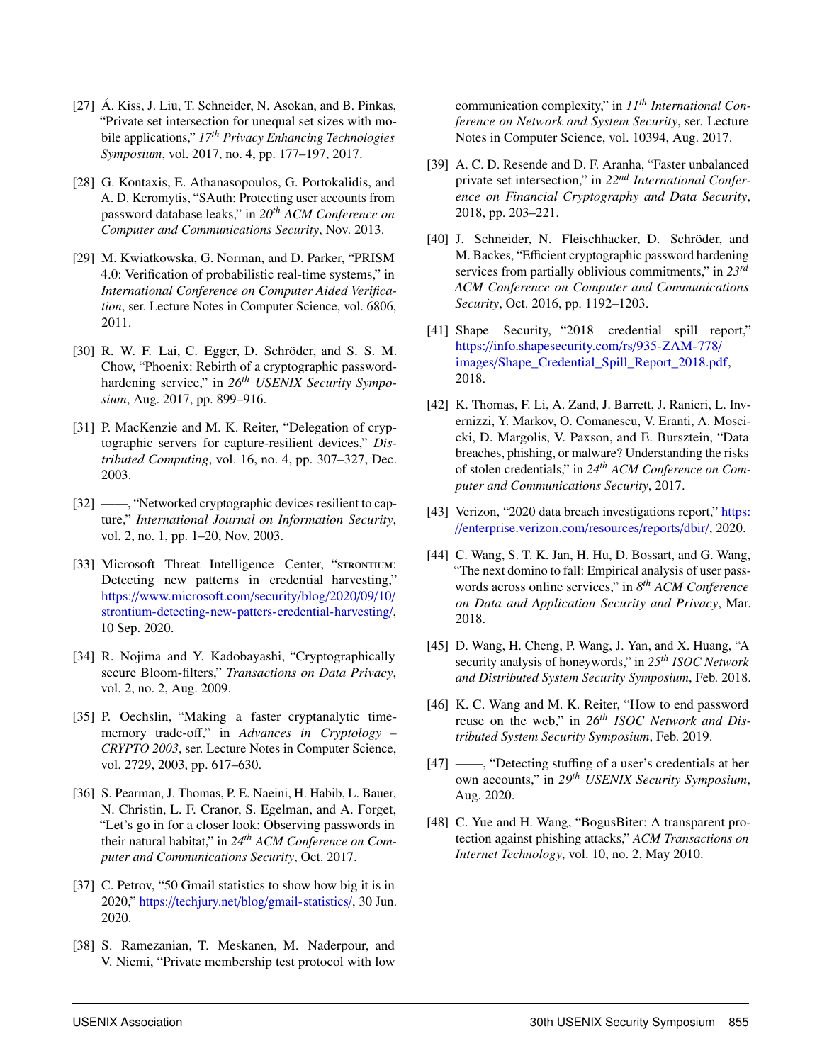[27] Á. Kiss, J. Liu, T. Schneider, N. Asokan, and B. Pinkas, "Private set intersection for unequal set sizes with mobile applications," *17th Privacy Enhancing Technologies Symposium*, vol. 2017, no. 4, pp. 177–197, 2017.

[28] G. Kontaxis, E. Athanasopoulos, G. Portokalidis, and A. D. Keromytis, "SAuth: Protecting user accounts from password database leaks," in *20th ACM Conference on Computer and Communications Security*, Nov. 2013.

[29] M. Kwiatkowska, G. Norman, and D. Parker, "PRISM 4.0: Verification of probabilistic real-time systems," in *International Conference on Computer Aided Verification*, ser. Lecture Notes in Computer Science, vol. 6806, 2011.

[30] R. W. F. Lai, C. Egger, D. Schröder, and S. S. M. Chow, "Phoenix: Rebirth of a cryptographic password-hardening service," in *26th USENIX Security Symposium*, Aug. 2017, pp. 899–916.

[31] P. MacKenzie and M. K. Reiter, "Delegation of cryptographic servers for capture-resilient devices," *Distributed Computing*, vol. 16, no. 4, pp. 307–327, Dec. 2003.

[32] ——, "Networked cryptographic devices resilient to capture," *International Journal on Information Security*, vol. 2, no. 1, pp. 1–20, Nov. 2003.

[33] Microsoft Threat Intelligence Center, "STRONTIUM: Detecting new patterns in credential harvesting," https://www.microsoft.com/security/blog/2020/09/10/strontium-detecting-new-patters-credential-harvesting/, 10 Sep. 2020.

[34] R. Nojima and Y. Kadobayashi, "Cryptographically secure Bloom-filters," *Transactions on Data Privacy*, vol. 2, no. 2, Aug. 2009.

[35] P. Oechslin, "Making a faster cryptanalytic time-memory trade-off," in *Advances in Cryptology – CRYPTO 2003*, ser. Lecture Notes in Computer Science, vol. 2729, 2003, pp. 617–630.

[36] S. Pearman, J. Thomas, P. E. Naeini, H. Habib, L. Bauer, N. Christin, L. F. Cranor, S. Egelman, and A. Forget, "Let's go in for a closer look: Observing passwords in their natural habitat," in *24th ACM Conference on Computer and Communications Security*, Oct. 2017.

[37] C. Petrov, "50 Gmail statistics to show how big it is in 2020," https://techjury.net/blog/gmail-statistics/, 30 Jun. 2020.

[38] S. Ramezanian, T. Meskanen, M. Naderpour, and V. Niemi, "Private membership test protocol with low communication complexity," in *11th International Conference on Network and System Security*, ser. Lecture Notes in Computer Science, vol. 10394, Aug. 2017.

[39] A. C. D. Resende and D. F. Aranha, "Faster unbalanced private set intersection," in *22nd International Conference on Financial Cryptography and Data Security*, 2018, pp. 203–221.

[40] J. Schneider, N. Fleischhacker, D. Schröder, and M. Backes, "Efficient cryptographic password hardening services from partially oblivious commitments," in *23rd ACM Conference on Computer and Communications Security*, Oct. 2016, pp. 1192–1203.

[41] Shape Security, "2018 credential spill report," https://info.shapesecurity.com/rs/935-ZAM-778/images/Shape_Credential_Spill_Report_2018.pdf, 2018.

[42] K. Thomas, F. Li, A. Zand, J. Barrett, J. Ranieri, L. Invernizzi, Y. Markov, O. Comanescu, V. Eranti, A. Moscicki, D. Margolis, V. Paxson, and E. Bursztein, "Data breaches, phishing, or malware? Understanding the risks of stolen credentials," in *24th ACM Conference on Computer and Communications Security*, 2017.

[43] Verizon, "2020 data breach investigations report," https://enterprise.verizon.com/resources/reports/dbir/, 2020.

[44] C. Wang, S. T. K. Jan, H. Hu, D. Bossart, and G. Wang, "The next domino to fall: Empirical analysis of user passwords across online services," in *8th ACM Conference on Data and Application Security and Privacy*, Mar. 2018.

[45] D. Wang, H. Cheng, P. Wang, J. Yan, and X. Huang, "A security analysis of honeywords," in *25th ISOC Network and Distributed System Security Symposium*, Feb. 2018.

[46] K. C. Wang and M. K. Reiter, "How to end password reuse on the web," in *26th ISOC Network and Distributed System Security Symposium*, Feb. 2019.

[47] ——, "Detecting stuffing of a user's credentials at her own accounts," in *29th USENIX Security Symposium*, Aug. 2020.

[48] C. Yue and H. Wang, "BogusBiter: A transparent protection against phishing attacks," *ACM Transactions on Internet Technology*, vol. 10, no. 2, May 2010.